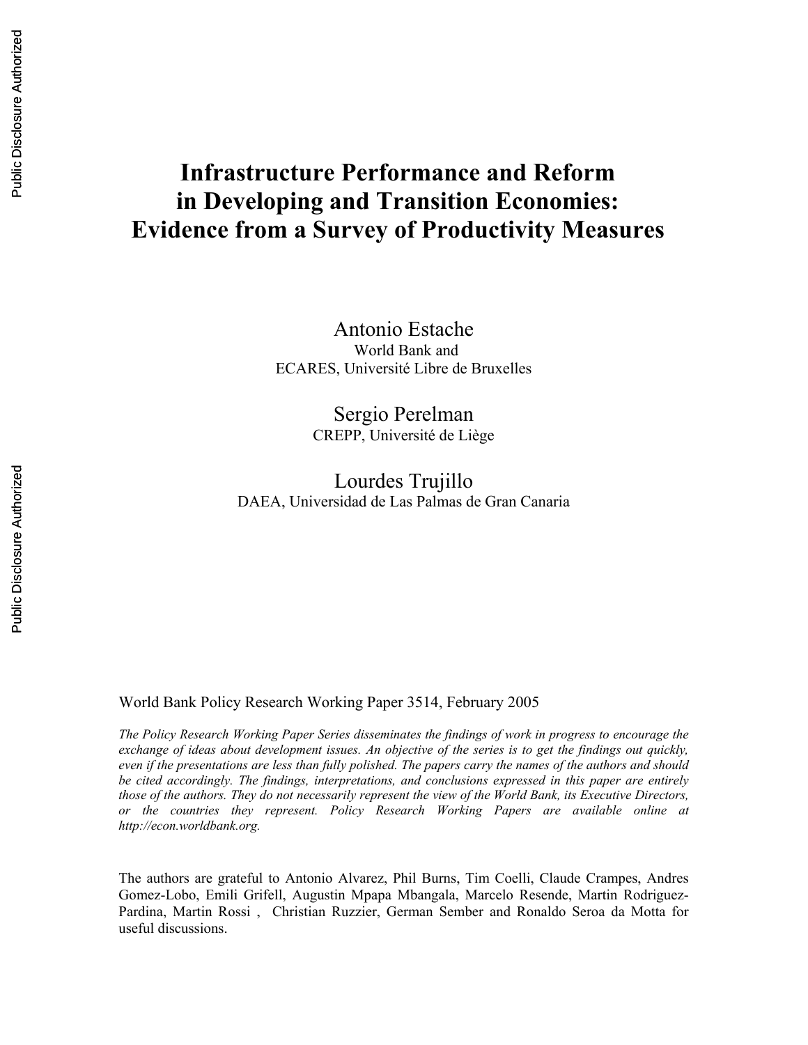# Infrastructure Performance and Reform in Developing and Transition Economies: Evidence from a Survey of Productivity Measures

Antonio Estache
World Bank and
ECARES, Université Libre de Bruxelles

Sergio Perelman
CREPP, Université de Liège

Lourdes Trujillo
DAEA, Universidad de Las Palmas de Gran Canaria

World Bank Policy Research Working Paper 3514, February 2005

*The Policy Research Working Paper Series disseminates the findings of work in progress to encourage the exchange of ideas about development issues. An objective of the series is to get the findings out quickly, even if the presentations are less than fully polished. The papers carry the names of the authors and should be cited accordingly. The findings, interpretations, and conclusions expressed in this paper are entirely those of the authors. They do not necessarily represent the view of the World Bank, its Executive Directors, or the countries they represent. Policy Research Working Papers are available online at http://econ.worldbank.org.*

The authors are grateful to Antonio Alvarez, Phil Burns, Tim Coelli, Claude Crampes, Andres Gomez-Lobo, Emili Grifell, Augustin Mpapa Mbangala, Marcelo Resende, Martin Rodriguez-Pardina, Martin Rossi , Christian Ruzzier, German Sember and Ronaldo Seroa da Motta for useful discussions.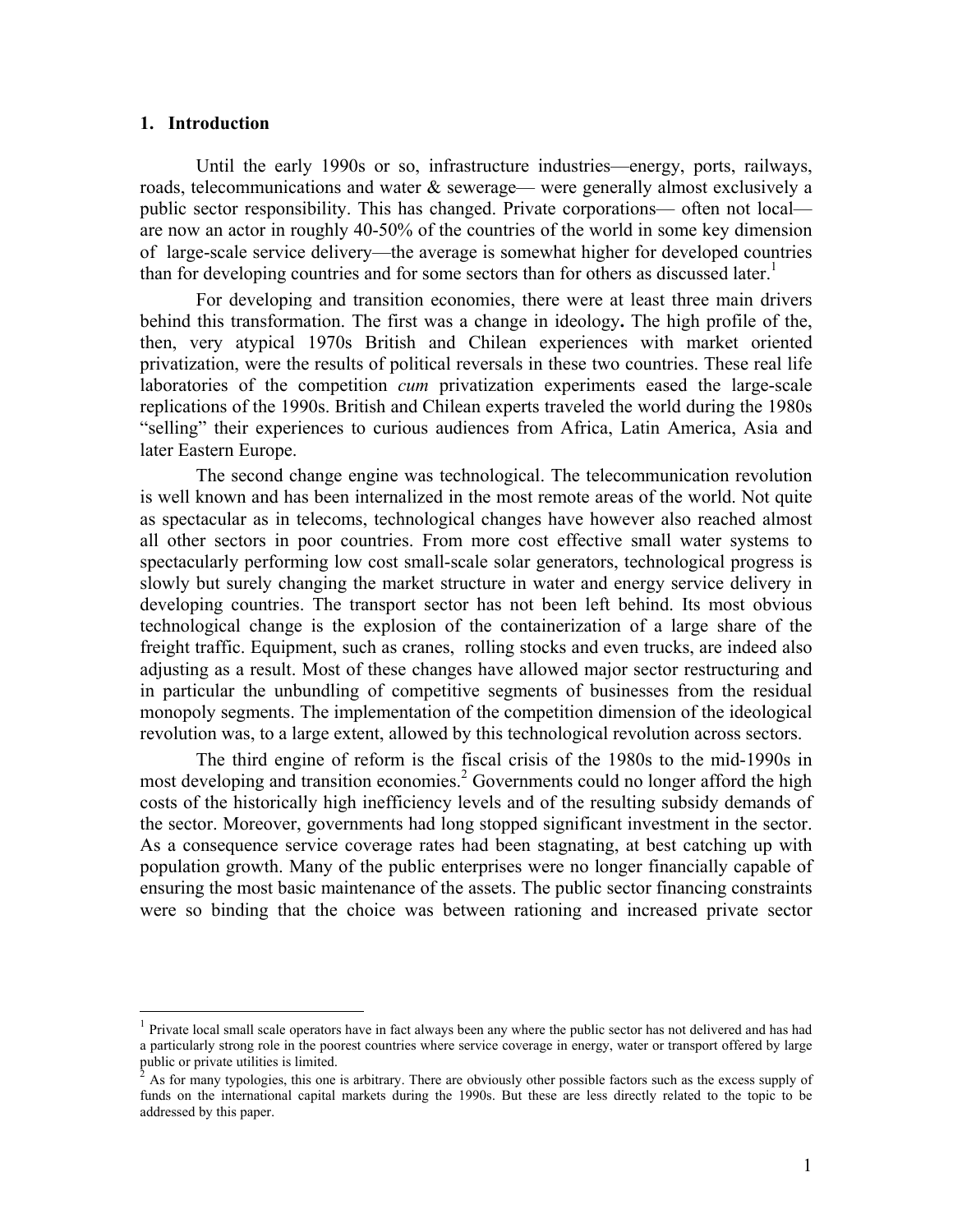## 1. Introduction

Until the early 1990s or so, infrastructure industries—energy, ports, railways, roads, telecommunications and water & sewerage— were generally almost exclusively a public sector responsibility. This has changed. Private corporations— often not local— are now an actor in roughly 40-50% of the countries of the world in some key dimension of large-scale service delivery—the average is somewhat higher for developed countries than for developing countries and for some sectors than for others as discussed later.[1]

For developing and transition economies, there were at least three main drivers behind this transformation. The first was a change in ideology**.** The high profile of the, then, very atypical 1970s British and Chilean experiences with market oriented privatization, were the results of political reversals in these two countries. These real life laboratories of the competition *cum* privatization experiments eased the large-scale replications of the 1990s. British and Chilean experts traveled the world during the 1980s "selling" their experiences to curious audiences from Africa, Latin America, Asia and later Eastern Europe.

The second change engine was technological. The telecommunication revolution is well known and has been internalized in the most remote areas of the world. Not quite as spectacular as in telecoms, technological changes have however also reached almost all other sectors in poor countries. From more cost effective small water systems to spectacularly performing low cost small-scale solar generators, technological progress is slowly but surely changing the market structure in water and energy service delivery in developing countries. The transport sector has not been left behind. Its most obvious technological change is the explosion of the containerization of a large share of the freight traffic. Equipment, such as cranes, rolling stocks and even trucks, are indeed also adjusting as a result. Most of these changes have allowed major sector restructuring and in particular the unbundling of competitive segments of businesses from the residual monopoly segments. The implementation of the competition dimension of the ideological revolution was, to a large extent, allowed by this technological revolution across sectors.

The third engine of reform is the fiscal crisis of the 1980s to the mid-1990s in most developing and transition economies.[2] Governments could no longer afford the high costs of the historically high inefficiency levels and of the resulting subsidy demands of the sector. Moreover, governments had long stopped significant investment in the sector. As a consequence service coverage rates had been stagnating, at best catching up with population growth. Many of the public enterprises were no longer financially capable of ensuring the most basic maintenance of the assets. The public sector financing constraints were so binding that the choice was between rationing and increased private sector

---

[1] Private local small scale operators have in fact always been any where the public sector has not delivered and has had a particularly strong role in the poorest countries where service coverage in energy, water or transport offered by large public or private utilities is limited.

[2] As for many typologies, this one is arbitrary. There are obviously other possible factors such as the excess supply of funds on the international capital markets during the 1990s. But these are less directly related to the topic to be addressed by this paper.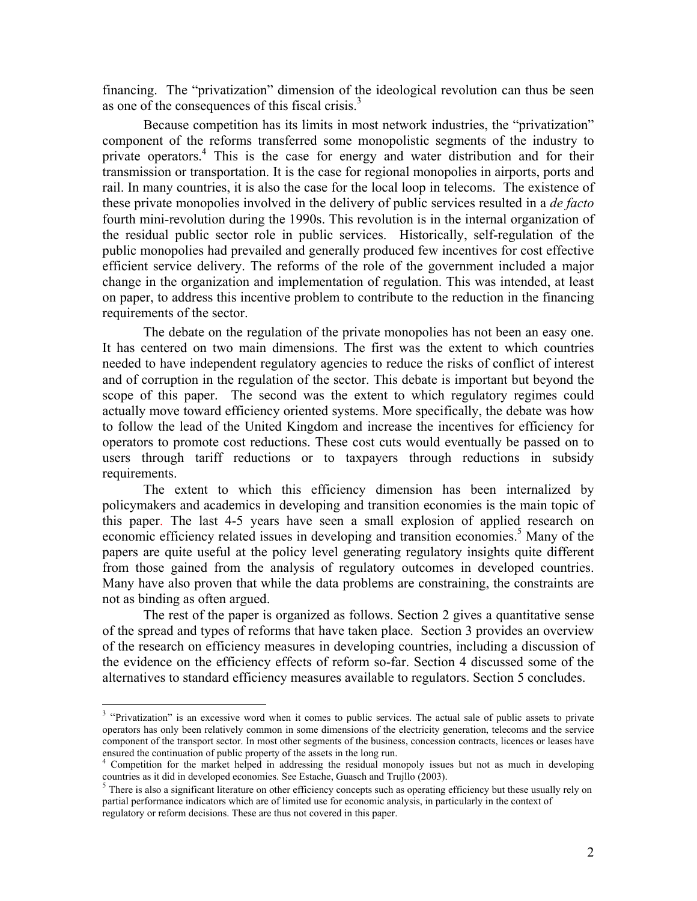financing. The "privatization" dimension of the ideological revolution can thus be seen as one of the consequences of this fiscal crisis.[3]

Because competition has its limits in most network industries, the "privatization" component of the reforms transferred some monopolistic segments of the industry to private operators.[4] This is the case for energy and water distribution and for their transmission or transportation. It is the case for regional monopolies in airports, ports and rail. In many countries, it is also the case for the local loop in telecoms. The existence of these private monopolies involved in the delivery of public services resulted in a *de facto* fourth mini-revolution during the 1990s. This revolution is in the internal organization of the residual public sector role in public services. Historically, self-regulation of the public monopolies had prevailed and generally produced few incentives for cost effective efficient service delivery. The reforms of the role of the government included a major change in the organization and implementation of regulation. This was intended, at least on paper, to address this incentive problem to contribute to the reduction in the financing requirements of the sector.

The debate on the regulation of the private monopolies has not been an easy one. It has centered on two main dimensions. The first was the extent to which countries needed to have independent regulatory agencies to reduce the risks of conflict of interest and of corruption in the regulation of the sector. This debate is important but beyond the scope of this paper. The second was the extent to which regulatory regimes could actually move toward efficiency oriented systems. More specifically, the debate was how to follow the lead of the United Kingdom and increase the incentives for efficiency for operators to promote cost reductions. These cost cuts would eventually be passed on to users through tariff reductions or to taxpayers through reductions in subsidy requirements.

The extent to which this efficiency dimension has been internalized by policymakers and academics in developing and transition economies is the main topic of this paper. The last 4-5 years have seen a small explosion of applied research on economic efficiency related issues in developing and transition economies.[5] Many of the papers are quite useful at the policy level generating regulatory insights quite different from those gained from the analysis of regulatory outcomes in developed countries. Many have also proven that while the data problems are constraining, the constraints are not as binding as often argued.

The rest of the paper is organized as follows. Section 2 gives a quantitative sense of the spread and types of reforms that have taken place. Section 3 provides an overview of the research on efficiency measures in developing countries, including a discussion of the evidence on the efficiency effects of reform so-far. Section 4 discussed some of the alternatives to standard efficiency measures available to regulators. Section 5 concludes.

---

[3] "Privatization" is an excessive word when it comes to public services. The actual sale of public assets to private operators has only been relatively common in some dimensions of the electricity generation, telecoms and the service component of the transport sector. In most other segments of the business, concession contracts, licences or leases have ensured the continuation of public property of the assets in the long run.

[4] Competition for the market helped in addressing the residual monopoly issues but not as much in developing countries as it did in developed economies. See Estache, Guasch and Trujllo (2003).

[5] There is also a significant literature on other efficiency concepts such as operating efficiency but these usually rely on partial performance indicators which are of limited use for economic analysis, in particularly in the context of regulatory or reform decisions. These are thus not covered in this paper.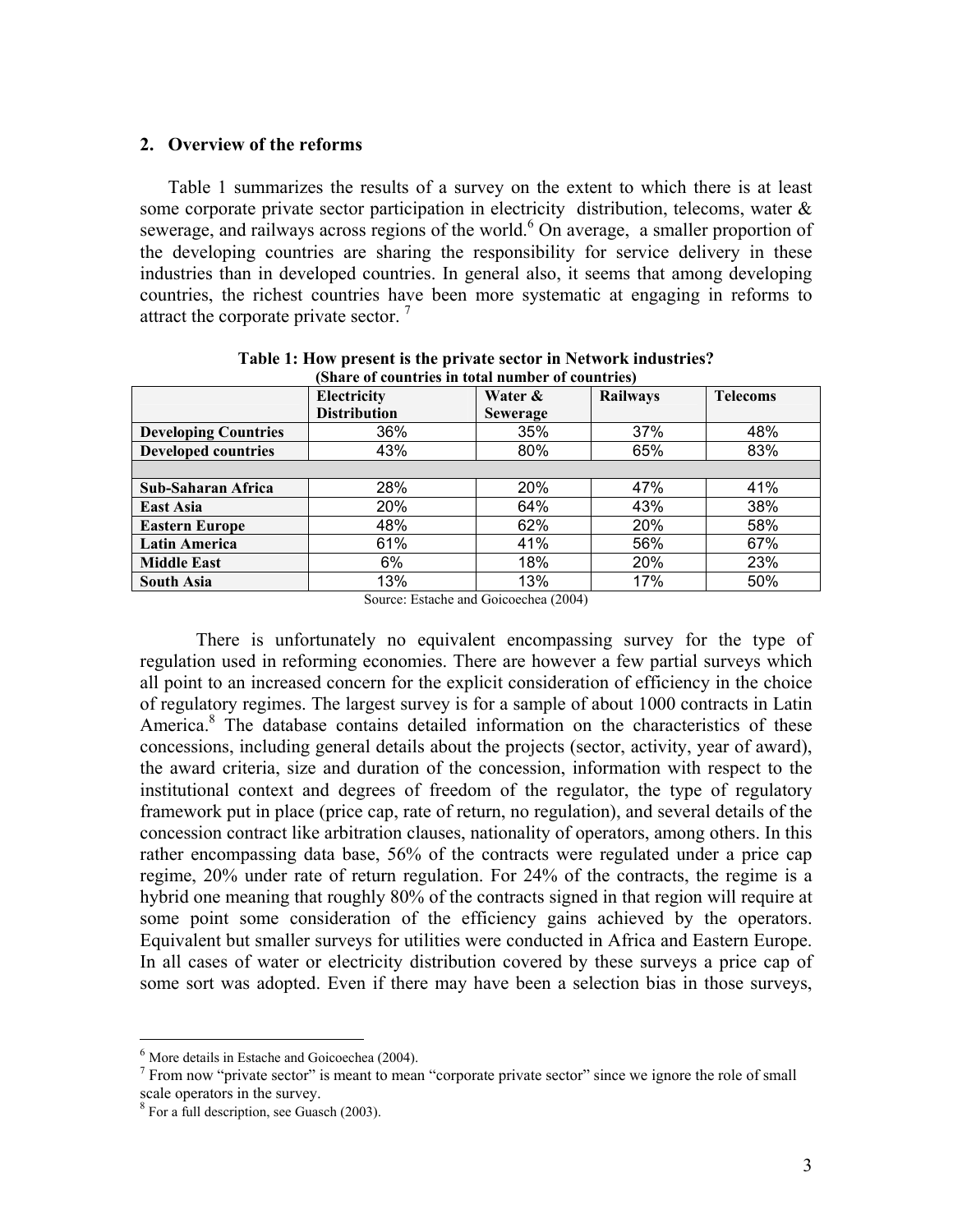## 2. Overview of the reforms

Table 1 summarizes the results of a survey on the extent to which there is at least some corporate private sector participation in electricity distribution, telecoms, water & sewerage, and railways across regions of the world.[6] On average, a smaller proportion of the developing countries are sharing the responsibility for service delivery in these industries than in developed countries. In general also, it seems that among developing countries, the richest countries have been more systematic at engaging in reforms to attract the corporate private sector.[7]

**Table 1: How present is the private sector in Network industries?**
**(Share of countries in total number of countries)**

| | Electricity Distribution | Water & Sewerage | Railways | Telecoms |
|---|---|---|---|---|
| **Developing Countries** | 36% | 35% | 37% | 48% |
| **Developed countries** | 43% | 80% | 65% | 83% |
| | | | | |
| **Sub-Saharan Africa** | 28% | 20% | 47% | 41% |
| **East Asia** | 20% | 64% | 43% | 38% |
| **Eastern Europe** | 48% | 62% | 20% | 58% |
| **Latin America** | 61% | 41% | 56% | 67% |
| **Middle East** | 6% | 18% | 20% | 23% |
| **South Asia** | 13% | 13% | 17% | 50% |

Source: Estache and Goicoechea (2004)

There is unfortunately no equivalent encompassing survey for the type of regulation used in reforming economies. There are however a few partial surveys which all point to an increased concern for the explicit consideration of efficiency in the choice of regulatory regimes. The largest survey is for a sample of about 1000 contracts in Latin America.[8] The database contains detailed information on the characteristics of these concessions, including general details about the projects (sector, activity, year of award), the award criteria, size and duration of the concession, information with respect to the institutional context and degrees of freedom of the regulator, the type of regulatory framework put in place (price cap, rate of return, no regulation), and several details of the concession contract like arbitration clauses, nationality of operators, among others. In this rather encompassing data base, 56% of the contracts were regulated under a price cap regime, 20% under rate of return regulation. For 24% of the contracts, the regime is a hybrid one meaning that roughly 80% of the contracts signed in that region will require at some point some consideration of the efficiency gains achieved by the operators. Equivalent but smaller surveys for utilities were conducted in Africa and Eastern Europe. In all cases of water or electricity distribution covered by these surveys a price cap of some sort was adopted. Even if there may have been a selection bias in those surveys,

---

[6] More details in Estache and Goicoechea (2004).

[7] From now "private sector" is meant to mean "corporate private sector" since we ignore the role of small scale operators in the survey.

[8] For a full description, see Guasch (2003).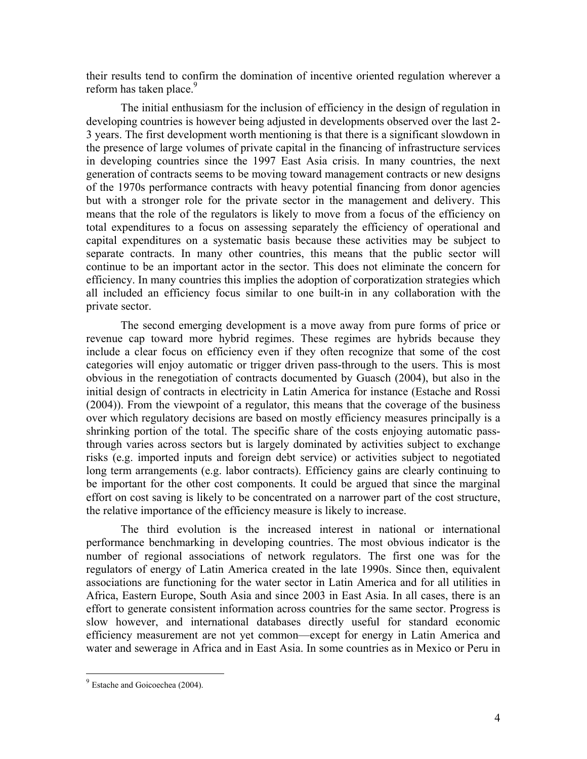their results tend to confirm the domination of incentive oriented regulation wherever a reform has taken place.[9]

The initial enthusiasm for the inclusion of efficiency in the design of regulation in developing countries is however being adjusted in developments observed over the last 2-3 years. The first development worth mentioning is that there is a significant slowdown in the presence of large volumes of private capital in the financing of infrastructure services in developing countries since the 1997 East Asia crisis. In many countries, the next generation of contracts seems to be moving toward management contracts or new designs of the 1970s performance contracts with heavy potential financing from donor agencies but with a stronger role for the private sector in the management and delivery. This means that the role of the regulators is likely to move from a focus of the efficiency on total expenditures to a focus on assessing separately the efficiency of operational and capital expenditures on a systematic basis because these activities may be subject to separate contracts. In many other countries, this means that the public sector will continue to be an important actor in the sector. This does not eliminate the concern for efficiency. In many countries this implies the adoption of corporatization strategies which all included an efficiency focus similar to one built-in in any collaboration with the private sector.

The second emerging development is a move away from pure forms of price or revenue cap toward more hybrid regimes. These regimes are hybrids because they include a clear focus on efficiency even if they often recognize that some of the cost categories will enjoy automatic or trigger driven pass-through to the users. This is most obvious in the renegotiation of contracts documented by Guasch (2004), but also in the initial design of contracts in electricity in Latin America for instance (Estache and Rossi (2004)). From the viewpoint of a regulator, this means that the coverage of the business over which regulatory decisions are based on mostly efficiency measures principally is a shrinking portion of the total. The specific share of the costs enjoying automatic pass-through varies across sectors but is largely dominated by activities subject to exchange risks (e.g. imported inputs and foreign debt service) or activities subject to negotiated long term arrangements (e.g. labor contracts). Efficiency gains are clearly continuing to be important for the other cost components. It could be argued that since the marginal effort on cost saving is likely to be concentrated on a narrower part of the cost structure, the relative importance of the efficiency measure is likely to increase.

The third evolution is the increased interest in national or international performance benchmarking in developing countries. The most obvious indicator is the number of regional associations of network regulators. The first one was for the regulators of energy of Latin America created in the late 1990s. Since then, equivalent associations are functioning for the water sector in Latin America and for all utilities in Africa, Eastern Europe, South Asia and since 2003 in East Asia. In all cases, there is an effort to generate consistent information across countries for the same sector. Progress is slow however, and international databases directly useful for standard economic efficiency measurement are not yet common—except for energy in Latin America and water and sewerage in Africa and in East Asia. In some countries as in Mexico or Peru in

[9] Estache and Goicoechea (2004).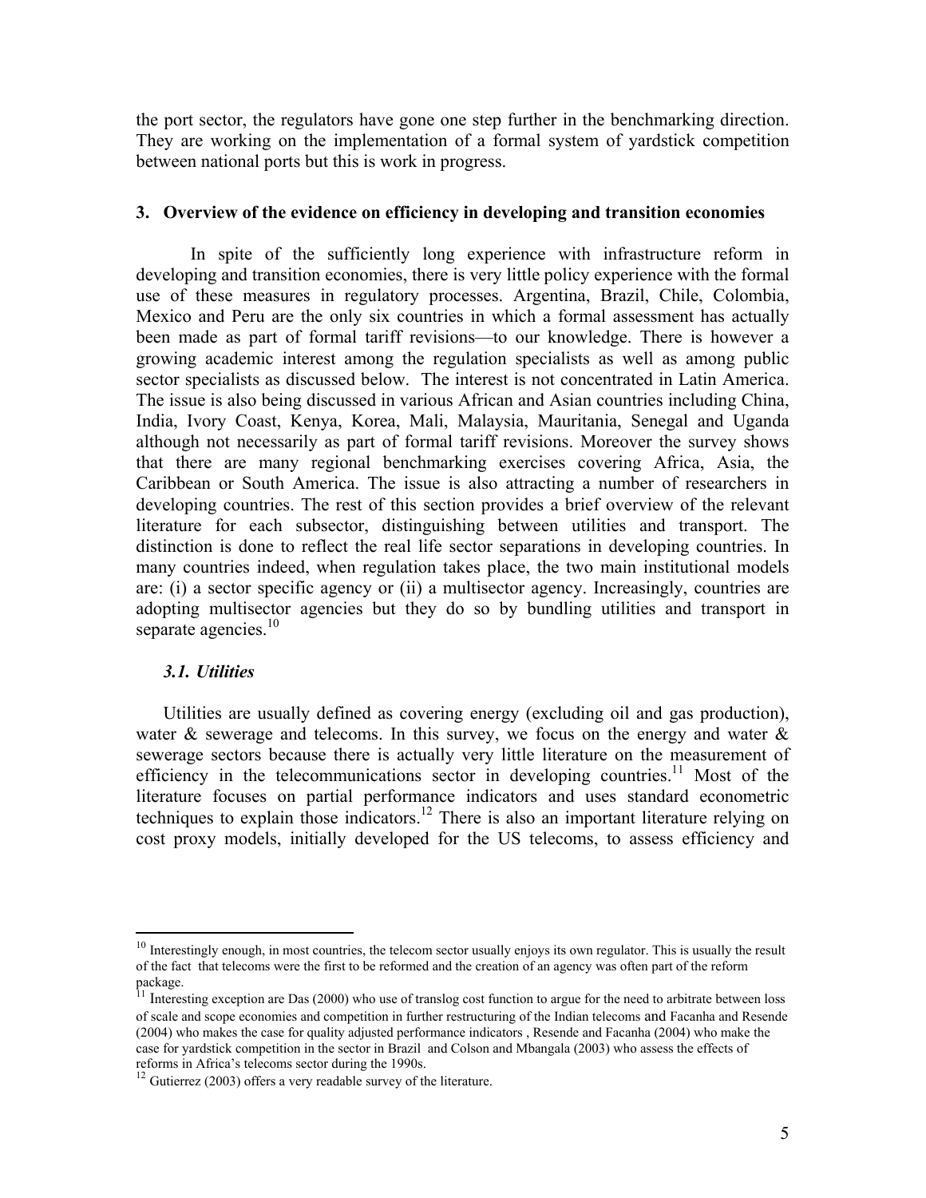the port sector, the regulators have gone one step further in the benchmarking direction. They are working on the implementation of a formal system of yardstick competition between national ports but this is work in progress.

## 3. Overview of the evidence on efficiency in developing and transition economies

In spite of the sufficiently long experience with infrastructure reform in developing and transition economies, there is very little policy experience with the formal use of these measures in regulatory processes. Argentina, Brazil, Chile, Colombia, Mexico and Peru are the only six countries in which a formal assessment has actually been made as part of formal tariff revisions—to our knowledge. There is however a growing academic interest among the regulation specialists as well as among public sector specialists as discussed below. The interest is not concentrated in Latin America. The issue is also being discussed in various African and Asian countries including China, India, Ivory Coast, Kenya, Korea, Mali, Malaysia, Mauritania, Senegal and Uganda although not necessarily as part of formal tariff revisions. Moreover the survey shows that there are many regional benchmarking exercises covering Africa, Asia, the Caribbean or South America. The issue is also attracting a number of researchers in developing countries. The rest of this section provides a brief overview of the relevant literature for each subsector, distinguishing between utilities and transport. The distinction is done to reflect the real life sector separations in developing countries. In many countries indeed, when regulation takes place, the two main institutional models are: (i) a sector specific agency or (ii) a multisector agency. Increasingly, countries are adopting multisector agencies but they do so by bundling utilities and transport in separate agencies.[10]

### *3.1. Utilities*

Utilities are usually defined as covering energy (excluding oil and gas production), water & sewerage and telecoms. In this survey, we focus on the energy and water & sewerage sectors because there is actually very little literature on the measurement of efficiency in the telecommunications sector in developing countries.[11] Most of the literature focuses on partial performance indicators and uses standard econometric techniques to explain those indicators.[12] There is also an important literature relying on cost proxy models, initially developed for the US telecoms, to assess efficiency and

---

[10] Interestingly enough, in most countries, the telecom sector usually enjoys its own regulator. This is usually the result of the fact that telecoms were the first to be reformed and the creation of an agency was often part of the reform package.

[11] Interesting exception are Das (2000) who use of translog cost function to argue for the need to arbitrate between loss of scale and scope economies and competition in further restructuring of the Indian telecoms and Facanha and Resende (2004) who makes the case for quality adjusted performance indicators , Resende and Facanha (2004) who make the case for yardstick competition in the sector in Brazil and Colson and Mbangala (2003) who assess the effects of reforms in Africa's telecoms sector during the 1990s.

[12] Gutierrez (2003) offers a very readable survey of the literature.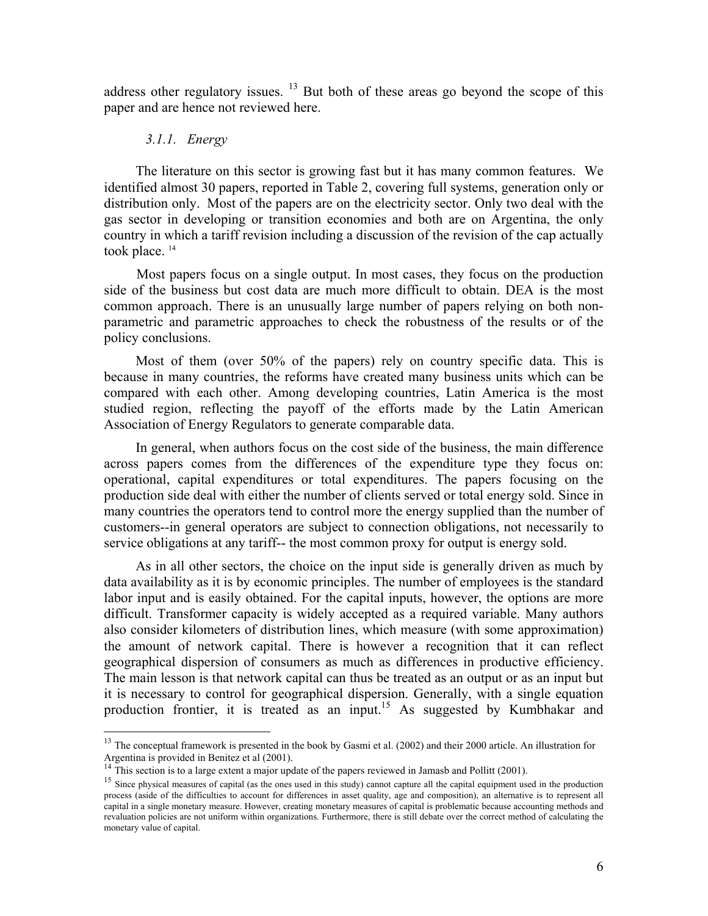address other regulatory issues. [13] But both of these areas go beyond the scope of this paper and are hence not reviewed here.

### *3.1.1. Energy*

The literature on this sector is growing fast but it has many common features. We identified almost 30 papers, reported in Table 2, covering full systems, generation only or distribution only. Most of the papers are on the electricity sector. Only two deal with the gas sector in developing or transition economies and both are on Argentina, the only country in which a tariff revision including a discussion of the revision of the cap actually took place. [14]

Most papers focus on a single output. In most cases, they focus on the production side of the business but cost data are much more difficult to obtain. DEA is the most common approach. There is an unusually large number of papers relying on both non-parametric and parametric approaches to check the robustness of the results or of the policy conclusions.

Most of them (over 50% of the papers) rely on country specific data. This is because in many countries, the reforms have created many business units which can be compared with each other. Among developing countries, Latin America is the most studied region, reflecting the payoff of the efforts made by the Latin American Association of Energy Regulators to generate comparable data.

In general, when authors focus on the cost side of the business, the main difference across papers comes from the differences of the expenditure type they focus on: operational, capital expenditures or total expenditures. The papers focusing on the production side deal with either the number of clients served or total energy sold. Since in many countries the operators tend to control more the energy supplied than the number of customers--in general operators are subject to connection obligations, not necessarily to service obligations at any tariff-- the most common proxy for output is energy sold.

As in all other sectors, the choice on the input side is generally driven as much by data availability as it is by economic principles. The number of employees is the standard labor input and is easily obtained. For the capital inputs, however, the options are more difficult. Transformer capacity is widely accepted as a required variable. Many authors also consider kilometers of distribution lines, which measure (with some approximation) the amount of network capital. There is however a recognition that it can reflect geographical dispersion of consumers as much as differences in productive efficiency. The main lesson is that network capital can thus be treated as an output or as an input but it is necessary to control for geographical dispersion. Generally, with a single equation production frontier, it is treated as an input.[15] As suggested by Kumbhakar and

---

[13] The conceptual framework is presented in the book by Gasmi et al. (2002) and their 2000 article. An illustration for Argentina is provided in Benitez et al (2001).

[14] This section is to a large extent a major update of the papers reviewed in Jamasb and Pollitt (2001).

[15] Since physical measures of capital (as the ones used in this study) cannot capture all the capital equipment used in the production process (aside of the difficulties to account for differences in asset quality, age and composition), an alternative is to represent all capital in a single monetary measure. However, creating monetary measures of capital is problematic because accounting methods and revaluation policies are not uniform within organizations. Furthermore, there is still debate over the correct method of calculating the monetary value of capital.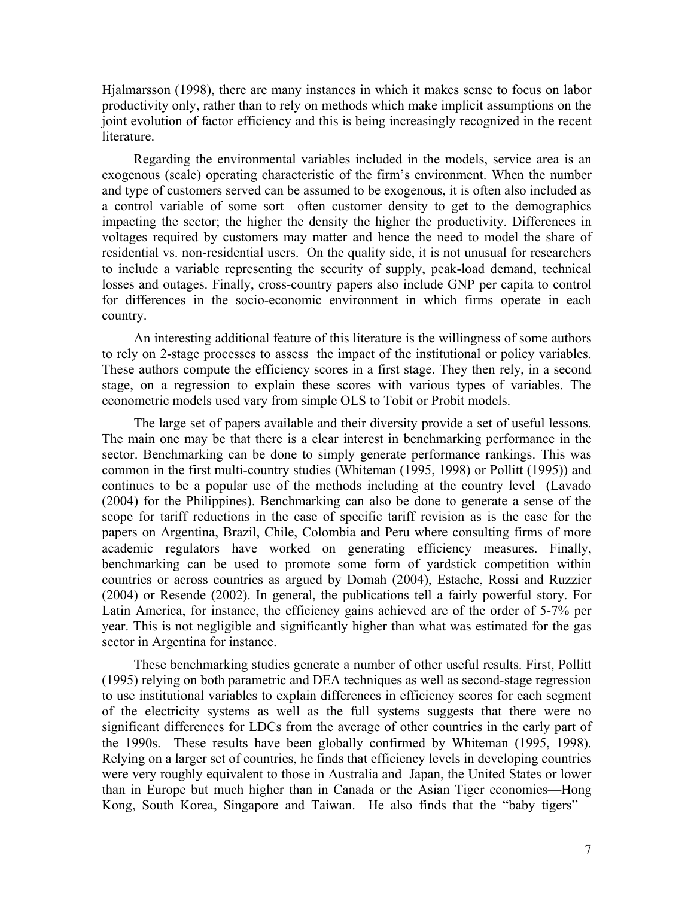Hjalmarsson (1998), there are many instances in which it makes sense to focus on labor productivity only, rather than to rely on methods which make implicit assumptions on the joint evolution of factor efficiency and this is being increasingly recognized in the recent literature.

Regarding the environmental variables included in the models, service area is an exogenous (scale) operating characteristic of the firm's environment. When the number and type of customers served can be assumed to be exogenous, it is often also included as a control variable of some sort—often customer density to get to the demographics impacting the sector; the higher the density the higher the productivity. Differences in voltages required by customers may matter and hence the need to model the share of residential vs. non-residential users. On the quality side, it is not unusual for researchers to include a variable representing the security of supply, peak-load demand, technical losses and outages. Finally, cross-country papers also include GNP per capita to control for differences in the socio-economic environment in which firms operate in each country.

An interesting additional feature of this literature is the willingness of some authors to rely on 2-stage processes to assess the impact of the institutional or policy variables. These authors compute the efficiency scores in a first stage. They then rely, in a second stage, on a regression to explain these scores with various types of variables. The econometric models used vary from simple OLS to Tobit or Probit models.

The large set of papers available and their diversity provide a set of useful lessons. The main one may be that there is a clear interest in benchmarking performance in the sector. Benchmarking can be done to simply generate performance rankings. This was common in the first multi-country studies (Whiteman (1995, 1998) or Pollitt (1995)) and continues to be a popular use of the methods including at the country level (Lavado (2004) for the Philippines). Benchmarking can also be done to generate a sense of the scope for tariff reductions in the case of specific tariff revision as is the case for the papers on Argentina, Brazil, Chile, Colombia and Peru where consulting firms of more academic regulators have worked on generating efficiency measures. Finally, benchmarking can be used to promote some form of yardstick competition within countries or across countries as argued by Domah (2004), Estache, Rossi and Ruzzier (2004) or Resende (2002). In general, the publications tell a fairly powerful story. For Latin America, for instance, the efficiency gains achieved are of the order of 5-7% per year. This is not negligible and significantly higher than what was estimated for the gas sector in Argentina for instance.

These benchmarking studies generate a number of other useful results. First, Pollitt (1995) relying on both parametric and DEA techniques as well as second-stage regression to use institutional variables to explain differences in efficiency scores for each segment of the electricity systems as well as the full systems suggests that there were no significant differences for LDCs from the average of other countries in the early part of the 1990s. These results have been globally confirmed by Whiteman (1995, 1998). Relying on a larger set of countries, he finds that efficiency levels in developing countries were very roughly equivalent to those in Australia and Japan, the United States or lower than in Europe but much higher than in Canada or the Asian Tiger economies—Hong Kong, South Korea, Singapore and Taiwan. He also finds that the "baby tigers"—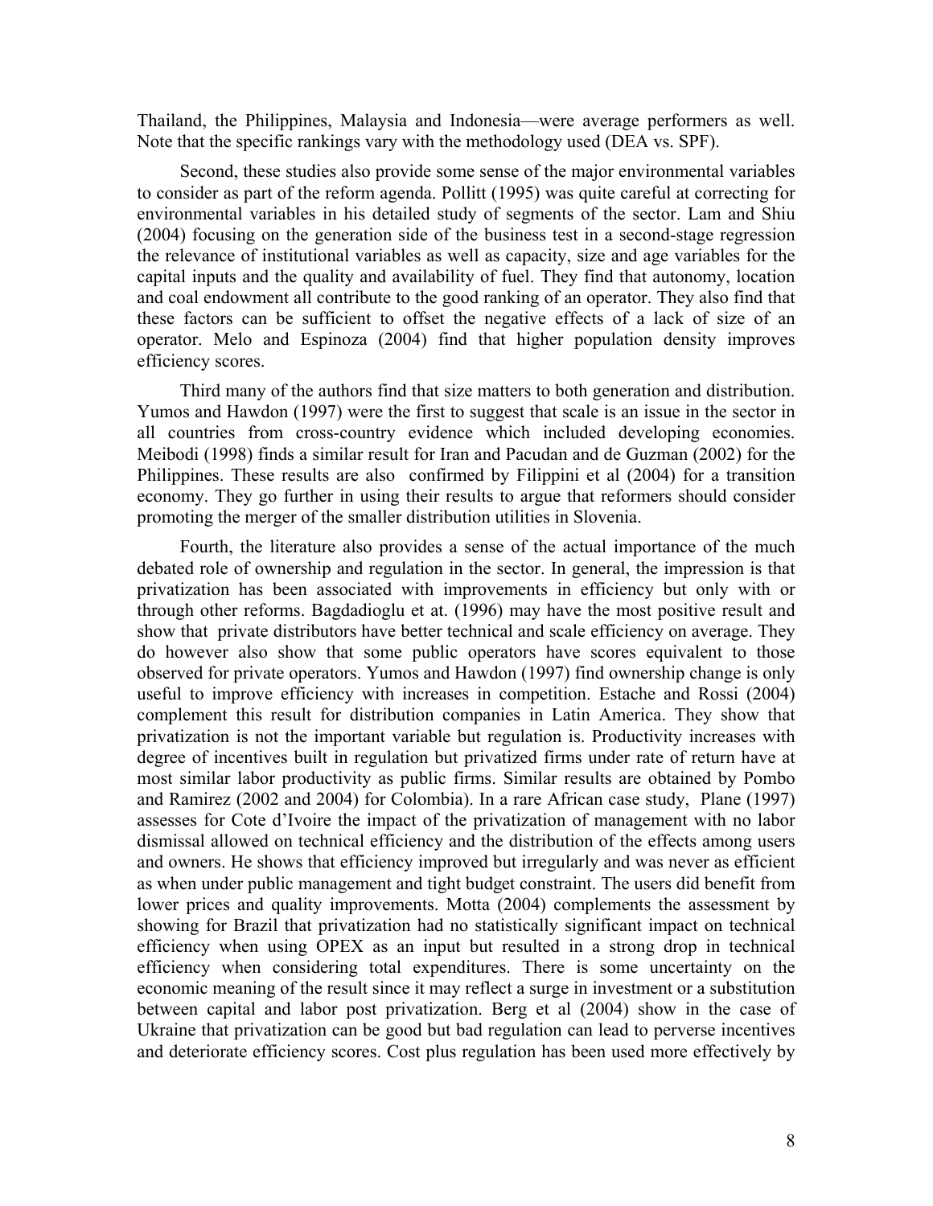Thailand, the Philippines, Malaysia and Indonesia—were average performers as well. Note that the specific rankings vary with the methodology used (DEA vs. SPF).

Second, these studies also provide some sense of the major environmental variables to consider as part of the reform agenda. Pollitt (1995) was quite careful at correcting for environmental variables in his detailed study of segments of the sector. Lam and Shiu (2004) focusing on the generation side of the business test in a second-stage regression the relevance of institutional variables as well as capacity, size and age variables for the capital inputs and the quality and availability of fuel. They find that autonomy, location and coal endowment all contribute to the good ranking of an operator. They also find that these factors can be sufficient to offset the negative effects of a lack of size of an operator. Melo and Espinoza (2004) find that higher population density improves efficiency scores.

Third many of the authors find that size matters to both generation and distribution. Yumos and Hawdon (1997) were the first to suggest that scale is an issue in the sector in all countries from cross-country evidence which included developing economies. Meibodi (1998) finds a similar result for Iran and Pacudan and de Guzman (2002) for the Philippines. These results are also confirmed by Filippini et al (2004) for a transition economy. They go further in using their results to argue that reformers should consider promoting the merger of the smaller distribution utilities in Slovenia.

Fourth, the literature also provides a sense of the actual importance of the much debated role of ownership and regulation in the sector. In general, the impression is that privatization has been associated with improvements in efficiency but only with or through other reforms. Bagdadioglu et at. (1996) may have the most positive result and show that private distributors have better technical and scale efficiency on average. They do however also show that some public operators have scores equivalent to those observed for private operators. Yumos and Hawdon (1997) find ownership change is only useful to improve efficiency with increases in competition. Estache and Rossi (2004) complement this result for distribution companies in Latin America. They show that privatization is not the important variable but regulation is. Productivity increases with degree of incentives built in regulation but privatized firms under rate of return have at most similar labor productivity as public firms. Similar results are obtained by Pombo and Ramirez (2002 and 2004) for Colombia). In a rare African case study, Plane (1997) assesses for Cote d'Ivoire the impact of the privatization of management with no labor dismissal allowed on technical efficiency and the distribution of the effects among users and owners. He shows that efficiency improved but irregularly and was never as efficient as when under public management and tight budget constraint. The users did benefit from lower prices and quality improvements. Motta (2004) complements the assessment by showing for Brazil that privatization had no statistically significant impact on technical efficiency when using OPEX as an input but resulted in a strong drop in technical efficiency when considering total expenditures. There is some uncertainty on the economic meaning of the result since it may reflect a surge in investment or a substitution between capital and labor post privatization. Berg et al (2004) show in the case of Ukraine that privatization can be good but bad regulation can lead to perverse incentives and deteriorate efficiency scores. Cost plus regulation has been used more effectively by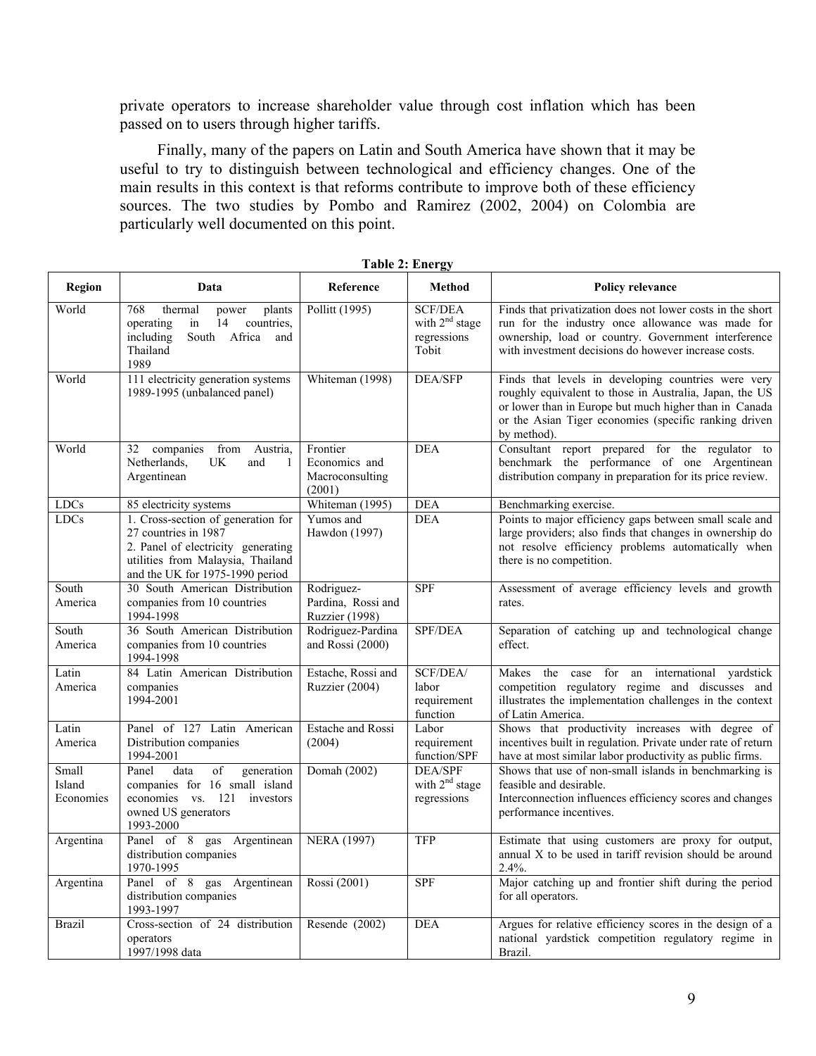private operators to increase shareholder value through cost inflation which has been passed on to users through higher tariffs.

Finally, many of the papers on Latin and South America have shown that it may be useful to try to distinguish between technological and efficiency changes. One of the main results in this context is that reforms contribute to improve both of these efficiency sources. The two studies by Pombo and Ramirez (2002, 2004) on Colombia are particularly well documented on this point.

**Table 2: Energy**

| Region | Data | Reference | Method | Policy relevance |
|---|---|---|---|---|
| World | 768 thermal power plants operating in 14 countries, including South Africa and Thailand 1989 | Pollitt (1995) | SCF/DEA with 2nd stage regressions Tobit | Finds that privatization does not lower costs in the short run for the industry once allowance was made for ownership, load or country. Government interference with investment decisions do however increase costs. |
| World | 111 electricity generation systems 1989-1995 (unbalanced panel) | Whiteman (1998) | DEA/SFP | Finds that levels in developing countries were very roughly equivalent to those in Australia, Japan, the US or lower than in Europe but much higher than in Canada or the Asian Tiger economies (specific ranking driven by method). |
| World | 32 companies from Austria, Netherlands, UK and 1 Argentinean | Frontier Economics and Macroconsulting (2001) | DEA | Consultant report prepared for the regulator to benchmark the performance of one Argentinean distribution company in preparation for its price review. |
| LDCs | 85 electricity systems | Whiteman (1995) | DEA | Benchmarking exercise. |
| LDCs | 1. Cross-section of generation for 27 countries in 1987<br>2. Panel of electricity generating utilities from Malaysia, Thailand and the UK for 1975-1990 period | Yumos and Hawdon (1997) | DEA | Points to major efficiency gaps between small scale and large providers; also finds that changes in ownership do not resolve efficiency problems automatically when there is no competition. |
| South America | 30 South American Distribution companies from 10 countries 1994-1998 | Rodriguez-Pardina, Rossi and Ruzzier (1998) | SPF | Assessment of average efficiency levels and growth rates. |
| South America | 36 South American Distribution companies from 10 countries 1994-1998 | Rodriguez-Pardina and Rossi (2000) | SPF/DEA | Separation of catching up and technological change effect. |
| Latin America | 84 Latin American Distribution companies 1994-2001 | Estache, Rossi and Ruzzier (2004) | SCF/DEA/ labor requirement function | Makes the case for an international yardstick competition regulatory regime and discusses and illustrates the implementation challenges in the context of Latin America. |
| Latin America | Panel of 127 Latin American Distribution companies 1994-2001 | Estache and Rossi (2004) | Labor requirement function/SPF | Shows that productivity increases with degree of incentives built in regulation. Private under rate of return have at most similar labor productivity as public firms. |
| Small Island Economies | Panel data of generation companies for 16 small island economies vs. 121 investors owned US generators 1993-2000 | Domah (2002) | DEA/SPF with 2nd stage regressions | Shows that use of non-small islands in benchmarking is feasible and desirable.<br>Interconnection influences efficiency scores and changes performance incentives. |
| Argentina | Panel of 8 gas Argentinean distribution companies 1970-1995 | NERA (1997) | TFP | Estimate that using customers are proxy for output, annual X to be used in tariff revision should be around 2.4%. |
| Argentina | Panel of 8 gas Argentinean distribution companies 1993-1997 | Rossi (2001) | SPF | Major catching up and frontier shift during the period for all operators. |
| Brazil | Cross-section of 24 distribution operators 1997/1998 data | Resende (2002) | DEA | Argues for relative efficiency scores in the design of a national yardstick competition regulatory regime in Brazil. |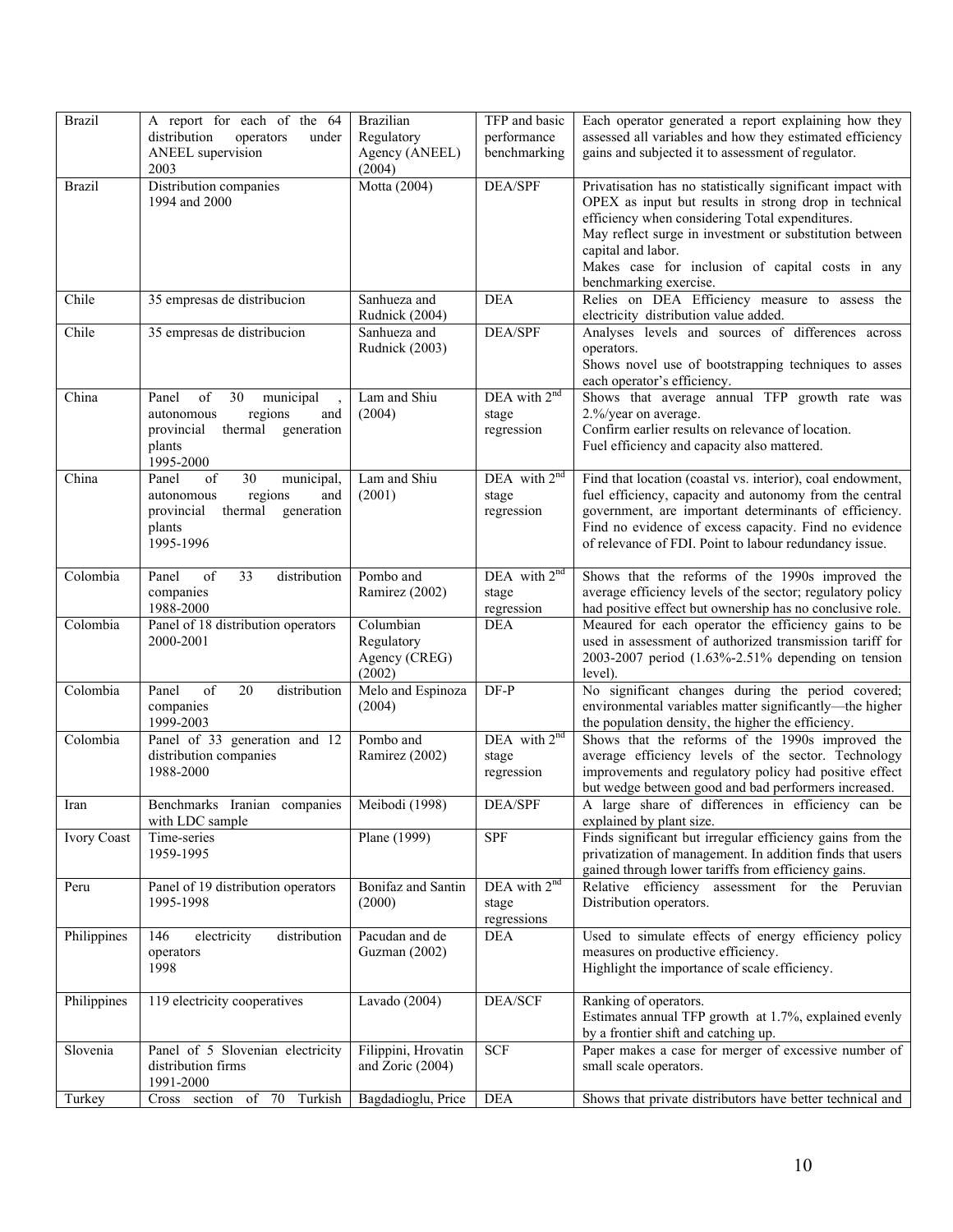| | | | | |
|---|---|---|---|---|
| Brazil | A report for each of the 64 distribution operators under ANEEL supervision 2003 | Brazilian Regulatory Agency (ANEEL) (2004) | TFP and basic performance benchmarking | Each operator generated a report explaining how they assessed all variables and how they estimated efficiency gains and subjected it to assessment of regulator. |
| Brazil | Distribution companies 1994 and 2000 | Motta (2004) | DEA/SPF | Privatisation has no statistically significant impact with OPEX as input but results in strong drop in technical efficiency when considering Total expenditures. May reflect surge in investment or substitution between capital and labor. Makes case for inclusion of capital costs in any benchmarking exercise. |
| Chile | 35 empresas de distribucion | Sanhueza and Rudnick (2004) | DEA | Relies on DEA Efficiency measure to assess the electricity distribution value added. |
| Chile | 35 empresas de distribucion | Sanhueza and Rudnick (2003) | DEA/SPF | Analyses levels and sources of differences across operators. Shows novel use of bootstrapping techniques to asses each operator's efficiency. |
| China | Panel of 30 municipal , autonomous regions and provincial thermal generation plants 1995-2000 | Lam and Shiu (2004) | DEA with 2nd stage regression | Shows that average annual TFP growth rate was 2.%/year on average. Confirm earlier results on relevance of location. Fuel efficiency and capacity also mattered. |
| China | Panel of 30 municipal, autonomous regions and provincial thermal generation plants 1995-1996 | Lam and Shiu (2001) | DEA with 2nd stage regression | Find that location (coastal vs. interior), coal endowment, fuel efficiency, capacity and autonomy from the central government, are important determinants of efficiency. Find no evidence of excess capacity. Find no evidence of relevance of FDI. Point to labour redundancy issue. |
| Colombia | Panel of 33 distribution companies 1988-2000 | Pombo and Ramirez (2002) | DEA with 2nd stage regression | Shows that the reforms of the 1990s improved the average efficiency levels of the sector; regulatory policy had positive effect but ownership has no conclusive role. |
| Colombia | Panel of 18 distribution operators 2000-2001 | Columbian Regulatory Agency (CREG) (2002) | DEA | Meaured for each operator the efficiency gains to be used in assessment of authorized transmission tariff for 2003-2007 period (1.63%-2.51% depending on tension level). |
| Colombia | Panel of 20 distribution companies 1999-2003 | Melo and Espinoza (2004) | DF-P | No significant changes during the period covered; environmental variables matter significantly—the higher the population density, the higher the efficiency. |
| Colombia | Panel of 33 generation and 12 distribution companies 1988-2000 | Pombo and Ramirez (2002) | DEA with 2nd stage regression | Shows that the reforms of the 1990s improved the average efficiency levels of the sector. Technology improvements and regulatory policy had positive effect but wedge between good and bad performers increased. |
| Iran | Benchmarks Iranian companies with LDC sample | Meibodi (1998) | DEA/SPF | A large share of differences in efficiency can be explained by plant size. |
| Ivory Coast | Time-series 1959-1995 | Plane (1999) | SPF | Finds significant but irregular efficiency gains from the privatization of management. In addition finds that users gained through lower tariffs from efficiency gains. |
| Peru | Panel of 19 distribution operators 1995-1998 | Bonifaz and Santin (2000) | DEA with 2nd stage regressions | Relative efficiency assessment for the Peruvian Distribution operators. |
| Philippines | 146 electricity distribution operators 1998 | Pacudan and de Guzman (2002) | DEA | Used to simulate effects of energy efficiency policy measures on productive efficiency. Highlight the importance of scale efficiency. |
| Philippines | 119 electricity cooperatives | Lavado (2004) | DEA/SCF | Ranking of operators. Estimates annual TFP growth at 1.7%, explained evenly by a frontier shift and catching up. |
| Slovenia | Panel of 5 Slovenian electricity distribution firms 1991-2000 | Filippini, Hrovatin and Zoric (2004) | SCF | Paper makes a case for merger of excessive number of small scale operators. |
| Turkey | Cross section of 70 Turkish | Bagdadioglu, Price | DEA | Shows that private distributors have better technical and |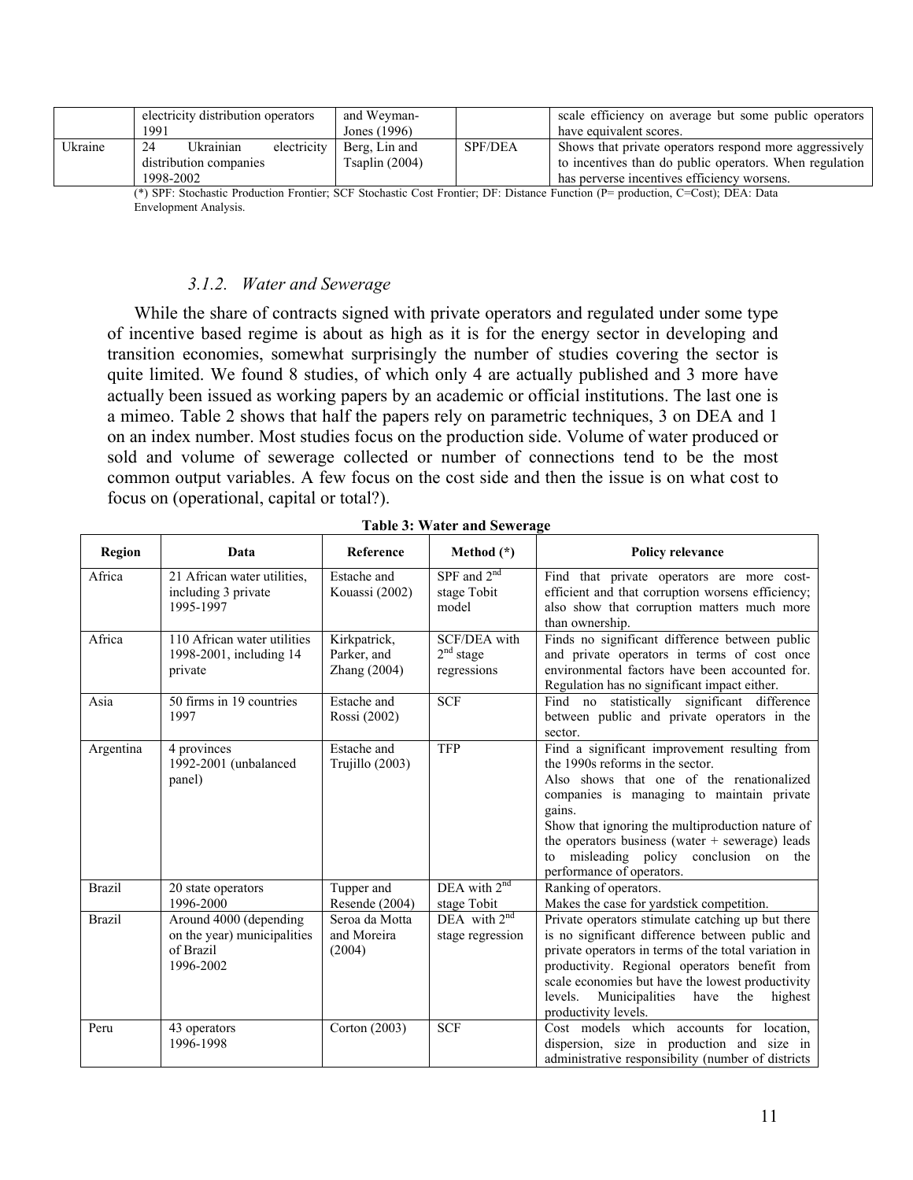| | electricity distribution operators 1991 | and Weyman-Jones (1996) | | scale efficiency on average but some public operators have equivalent scores. |
|---|---|---|---|---|
| Ukraine | 24 Ukrainian electricity distribution companies 1998-2002 | Berg, Lin and Tsaplin (2004) | SPF/DEA | Shows that private operators respond more aggressively to incentives than do public operators. When regulation has perverse incentives efficiency worsens. |

(*) SPF: Stochastic Production Frontier; SCF Stochastic Cost Frontier; DF: Distance Function (P= production, C=Cost); DEA: Data Envelopment Analysis.

#### 3.1.2. Water and Sewerage

While the share of contracts signed with private operators and regulated under some type of incentive based regime is about as high as it is for the energy sector in developing and transition economies, somewhat surprisingly the number of studies covering the sector is quite limited. We found 8 studies, of which only 4 are actually published and 3 more have actually been issued as working papers by an academic or official institutions. The last one is a mimeo. Table 2 shows that half the papers rely on parametric techniques, 3 on DEA and 1 on an index number. Most studies focus on the production side. Volume of water produced or sold and volume of sewerage collected or number of connections tend to be the most common output variables. A few focus on the cost side and then the issue is on what cost to focus on (operational, capital or total?).

**Table 3: Water and Sewerage**

| Region | Data | Reference | Method (*) | Policy relevance |
|---|---|---|---|---|
| Africa | 21 African water utilities, including 3 private 1995-1997 | Estache and Kouassi (2002) | SPF and 2nd stage Tobit model | Find that private operators are more cost-efficient and that corruption worsens efficiency; also show that corruption matters much more than ownership. |
| Africa | 110 African water utilities 1998-2001, including 14 private | Kirkpatrick, Parker, and Zhang (2004) | SCF/DEA with 2nd stage regressions | Finds no significant difference between public and private operators in terms of cost once environmental factors have been accounted for. Regulation has no significant impact either. |
| Asia | 50 firms in 19 countries 1997 | Estache and Rossi (2002) | SCF | Find no statistically significant difference between public and private operators in the sector. |
| Argentina | 4 provinces 1992-2001 (unbalanced panel) | Estache and Trujillo (2003) | TFP | Find a significant improvement resulting from the 1990s reforms in the sector. Also shows that one of the renationalized companies is managing to maintain private gains. Show that ignoring the multiproduction nature of the operators business (water + sewerage) leads to misleading policy conclusion on the performance of operators. |
| Brazil | 20 state operators 1996-2000 | Tupper and Resende (2004) | DEA with 2nd stage Tobit | Ranking of operators. Makes the case for yardstick competition. |
| Brazil | Around 4000 (depending on the year) municipalities of Brazil 1996-2002 | Seroa da Motta and Moreira (2004) | DEA with 2nd stage regression | Private operators stimulate catching up but there is no significant difference between public and private operators in terms of the total variation in productivity. Regional operators benefit from scale economies but have the lowest productivity levels. Municipalities have the highest productivity levels. |
| Peru | 43 operators 1996-1998 | Corton (2003) | SCF | Cost models which accounts for location, dispersion, size in production and size in administrative responsibility (number of districts |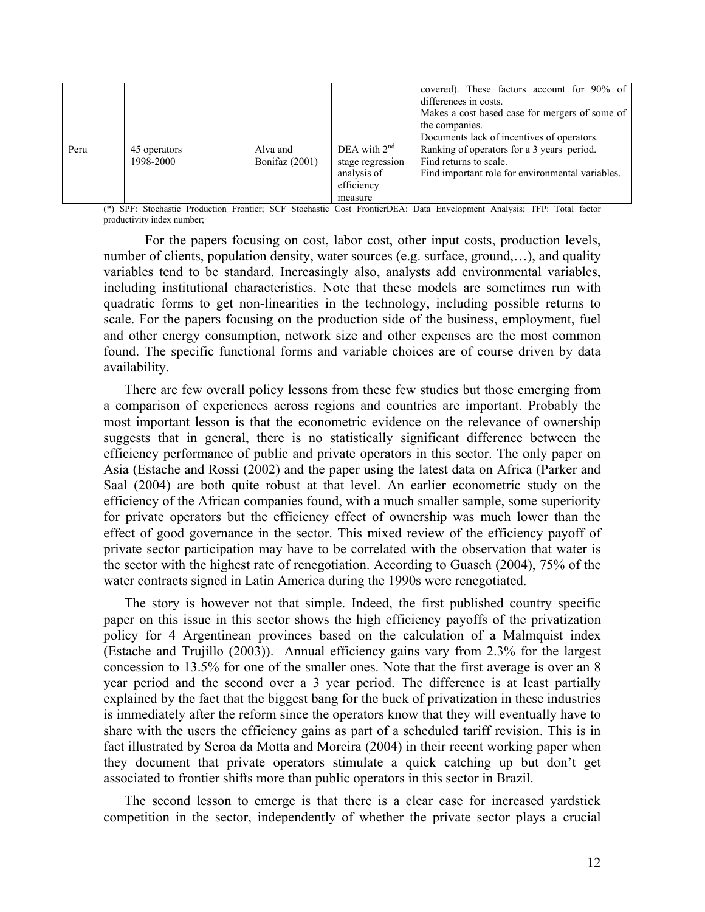| | | | | covered). These factors account for 90% of differences in costs.<br>Makes a cost based case for mergers of some of the companies.<br>Documents lack of incentives of operators. |
|---|---|---|---|---|
| Peru | 45 operators<br>1998-2000 | Alva and Bonifaz (2001) | DEA with 2nd stage regression analysis of efficiency measure | Ranking of operators for a 3 years period.<br>Find returns to scale.<br>Find important role for environmental variables. |

(*) SPF: Stochastic Production Frontier; SCF Stochastic Cost FrontierDEA: Data Envelopment Analysis; TFP: Total factor productivity index number;

For the papers focusing on cost, labor cost, other input costs, production levels, number of clients, population density, water sources (e.g. surface, ground,…), and quality variables tend to be standard. Increasingly also, analysts add environmental variables, including institutional characteristics. Note that these models are sometimes run with quadratic forms to get non-linearities in the technology, including possible returns to scale. For the papers focusing on the production side of the business, employment, fuel and other energy consumption, network size and other expenses are the most common found. The specific functional forms and variable choices are of course driven by data availability.

There are few overall policy lessons from these few studies but those emerging from a comparison of experiences across regions and countries are important. Probably the most important lesson is that the econometric evidence on the relevance of ownership suggests that in general, there is no statistically significant difference between the efficiency performance of public and private operators in this sector. The only paper on Asia (Estache and Rossi (2002) and the paper using the latest data on Africa (Parker and Saal (2004) are both quite robust at that level. An earlier econometric study on the efficiency of the African companies found, with a much smaller sample, some superiority for private operators but the efficiency effect of ownership was much lower than the effect of good governance in the sector. This mixed review of the efficiency payoff of private sector participation may have to be correlated with the observation that water is the sector with the highest rate of renegotiation. According to Guasch (2004), 75% of the water contracts signed in Latin America during the 1990s were renegotiated.

The story is however not that simple. Indeed, the first published country specific paper on this issue in this sector shows the high efficiency payoffs of the privatization policy for 4 Argentinean provinces based on the calculation of a Malmquist index (Estache and Trujillo (2003)). Annual efficiency gains vary from 2.3% for the largest concession to 13.5% for one of the smaller ones. Note that the first average is over an 8 year period and the second over a 3 year period. The difference is at least partially explained by the fact that the biggest bang for the buck of privatization in these industries is immediately after the reform since the operators know that they will eventually have to share with the users the efficiency gains as part of a scheduled tariff revision. This is in fact illustrated by Seroa da Motta and Moreira (2004) in their recent working paper when they document that private operators stimulate a quick catching up but don't get associated to frontier shifts more than public operators in this sector in Brazil.

The second lesson to emerge is that there is a clear case for increased yardstick competition in the sector, independently of whether the private sector plays a crucial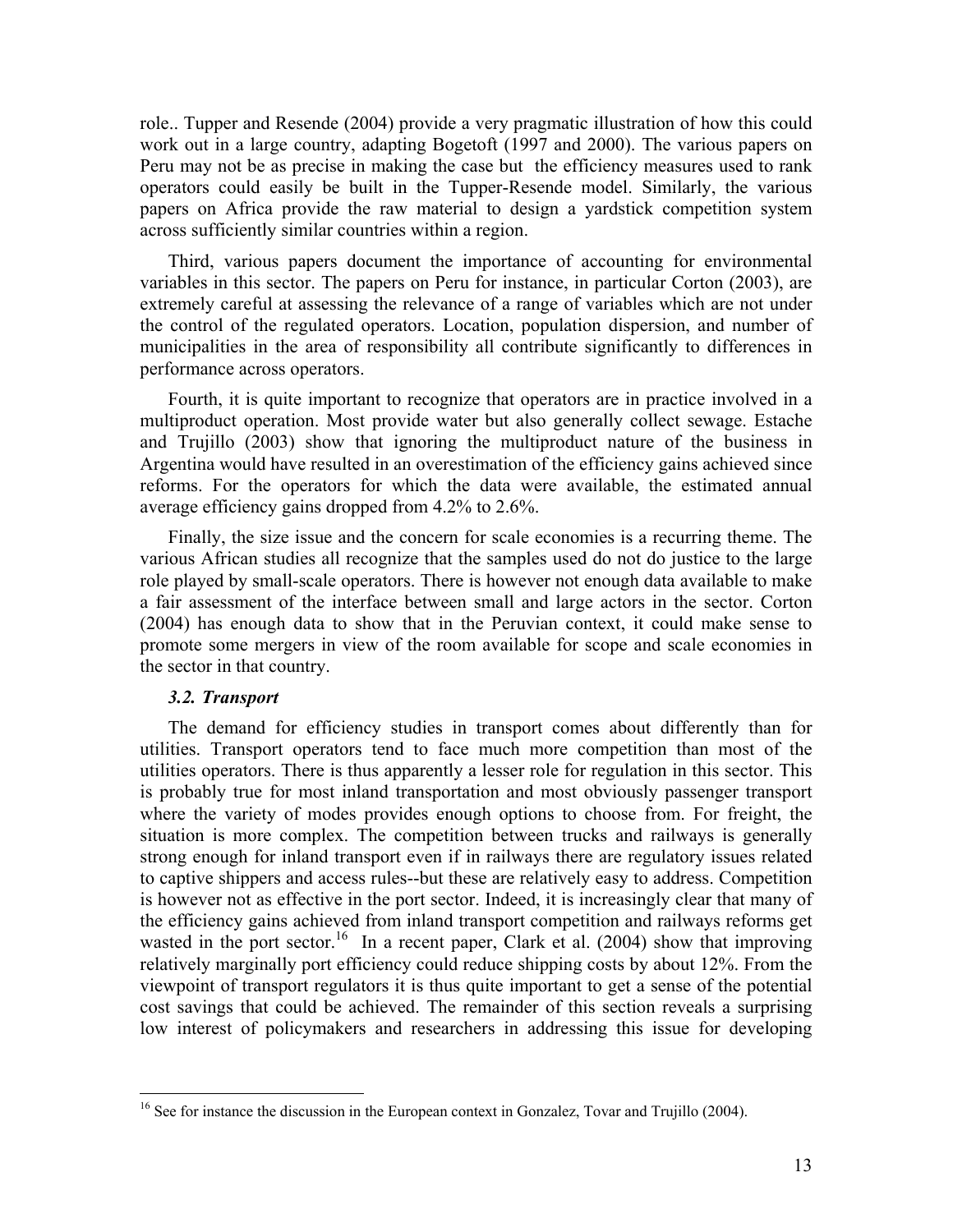role.. Tupper and Resende (2004) provide a very pragmatic illustration of how this could work out in a large country, adapting Bogetoft (1997 and 2000). The various papers on Peru may not be as precise in making the case but the efficiency measures used to rank operators could easily be built in the Tupper-Resende model. Similarly, the various papers on Africa provide the raw material to design a yardstick competition system across sufficiently similar countries within a region.

Third, various papers document the importance of accounting for environmental variables in this sector. The papers on Peru for instance, in particular Corton (2003), are extremely careful at assessing the relevance of a range of variables which are not under the control of the regulated operators. Location, population dispersion, and number of municipalities in the area of responsibility all contribute significantly to differences in performance across operators.

Fourth, it is quite important to recognize that operators are in practice involved in a multiproduct operation. Most provide water but also generally collect sewage. Estache and Trujillo (2003) show that ignoring the multiproduct nature of the business in Argentina would have resulted in an overestimation of the efficiency gains achieved since reforms. For the operators for which the data were available, the estimated annual average efficiency gains dropped from 4.2% to 2.6%.

Finally, the size issue and the concern for scale economies is a recurring theme. The various African studies all recognize that the samples used do not do justice to the large role played by small-scale operators. There is however not enough data available to make a fair assessment of the interface between small and large actors in the sector. Corton (2004) has enough data to show that in the Peruvian context, it could make sense to promote some mergers in view of the room available for scope and scale economies in the sector in that country.

### *3.2. Transport*

The demand for efficiency studies in transport comes about differently than for utilities. Transport operators tend to face much more competition than most of the utilities operators. There is thus apparently a lesser role for regulation in this sector. This is probably true for most inland transportation and most obviously passenger transport where the variety of modes provides enough options to choose from. For freight, the situation is more complex. The competition between trucks and railways is generally strong enough for inland transport even if in railways there are regulatory issues related to captive shippers and access rules--but these are relatively easy to address. Competition is however not as effective in the port sector. Indeed, it is increasingly clear that many of the efficiency gains achieved from inland transport competition and railways reforms get wasted in the port sector.[16] In a recent paper, Clark et al. (2004) show that improving relatively marginally port efficiency could reduce shipping costs by about 12%. From the viewpoint of transport regulators it is thus quite important to get a sense of the potential cost savings that could be achieved. The remainder of this section reveals a surprising low interest of policymakers and researchers in addressing this issue for developing

[16] See for instance the discussion in the European context in Gonzalez, Tovar and Trujillo (2004).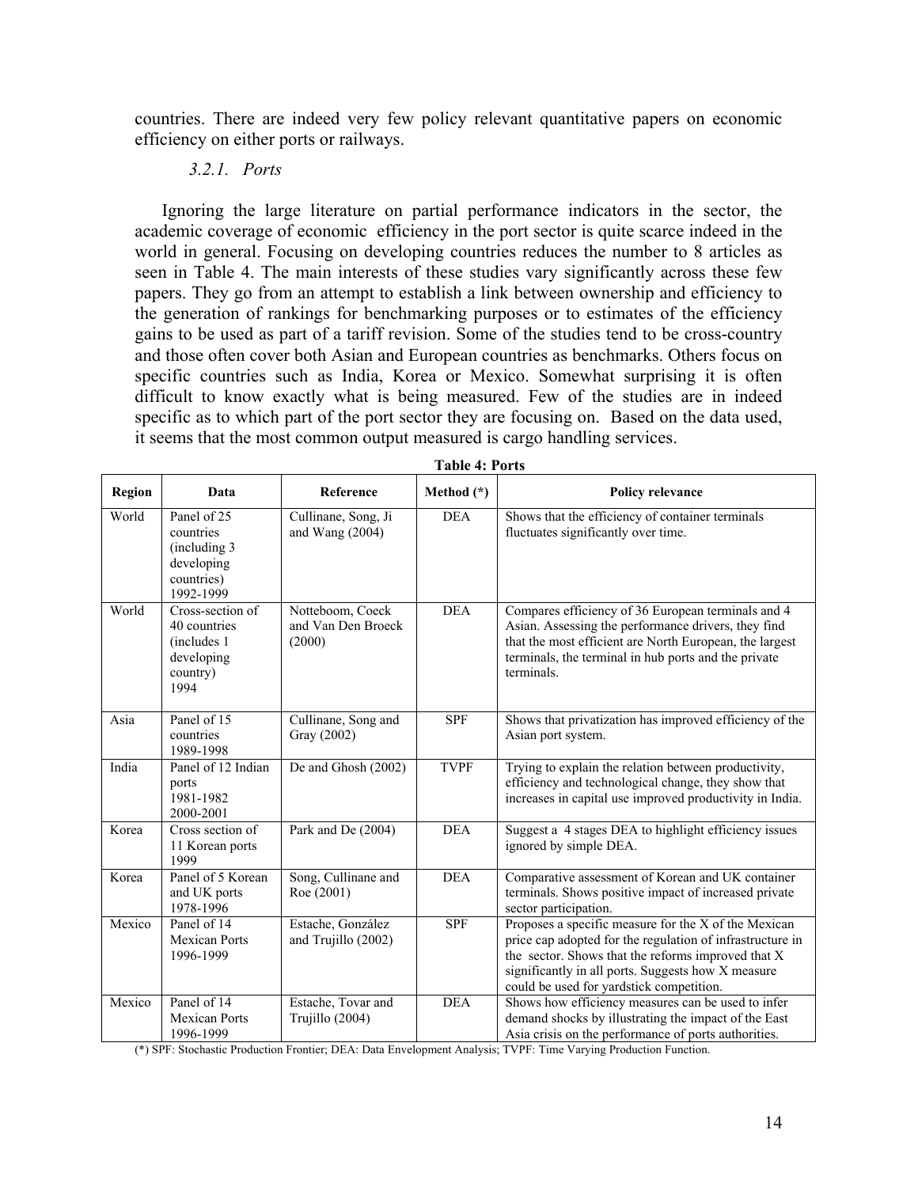countries. There are indeed very few policy relevant quantitative papers on economic efficiency on either ports or railways.

### *3.2.1. Ports*

Ignoring the large literature on partial performance indicators in the sector, the academic coverage of economic efficiency in the port sector is quite scarce indeed in the world in general. Focusing on developing countries reduces the number to 8 articles as seen in Table 4. The main interests of these studies vary significantly across these few papers. They go from an attempt to establish a link between ownership and efficiency to the generation of rankings for benchmarking purposes or to estimates of the efficiency gains to be used as part of a tariff revision. Some of the studies tend to be cross-country and those often cover both Asian and European countries as benchmarks. Others focus on specific countries such as India, Korea or Mexico. Somewhat surprising it is often difficult to know exactly what is being measured. Few of the studies are in indeed specific as to which part of the port sector they are focusing on. Based on the data used, it seems that the most common output measured is cargo handling services.

**Table 4: Ports**

| Region | Data | Reference | Method (*) | Policy relevance |
|---|---|---|---|---|
| World | Panel of 25 countries (including 3 developing countries) 1992-1999 | Cullinane, Song, Ji and Wang (2004) | DEA | Shows that the efficiency of container terminals fluctuates significantly over time. |
| World | Cross-section of 40 countries (includes 1 developing country) 1994 | Notteboom, Coeck and Van Den Broeck (2000) | DEA | Compares efficiency of 36 European terminals and 4 Asian. Assessing the performance drivers, they find that the most efficient are North European, the largest terminals, the terminal in hub ports and the private terminals. |
| Asia | Panel of 15 countries 1989-1998 | Cullinane, Song and Gray (2002) | SPF | Shows that privatization has improved efficiency of the Asian port system. |
| India | Panel of 12 Indian ports 1981-1982 2000-2001 | De and Ghosh (2002) | TVPF | Trying to explain the relation between productivity, efficiency and technological change, they show that increases in capital use improved productivity in India. |
| Korea | Cross section of 11 Korean ports 1999 | Park and De (2004) | DEA | Suggest a 4 stages DEA to highlight efficiency issues ignored by simple DEA. |
| Korea | Panel of 5 Korean and UK ports 1978-1996 | Song, Cullinane and Roe (2001) | DEA | Comparative assessment of Korean and UK container terminals. Shows positive impact of increased private sector participation. |
| Mexico | Panel of 14 Mexican Ports 1996-1999 | Estache, González and Trujillo (2002) | SPF | Proposes a specific measure for the X of the Mexican price cap adopted for the regulation of infrastructure in the sector. Shows that the reforms improved that X significantly in all ports. Suggests how X measure could be used for yardstick competition. |
| Mexico | Panel of 14 Mexican Ports 1996-1999 | Estache, Tovar and Trujillo (2004) | DEA | Shows how efficiency measures can be used to infer demand shocks by illustrating the impact of the East Asia crisis on the performance of ports authorities. |

(*) SPF: Stochastic Production Frontier; DEA: Data Envelopment Analysis; TVPF: Time Varying Production Function.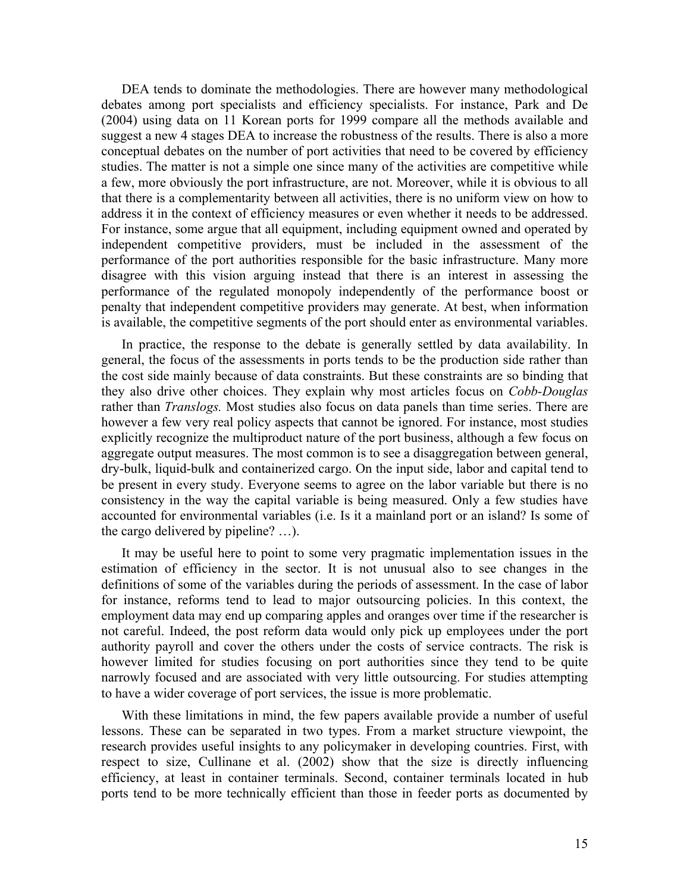DEA tends to dominate the methodologies. There are however many methodological debates among port specialists and efficiency specialists. For instance, Park and De (2004) using data on 11 Korean ports for 1999 compare all the methods available and suggest a new 4 stages DEA to increase the robustness of the results. There is also a more conceptual debates on the number of port activities that need to be covered by efficiency studies. The matter is not a simple one since many of the activities are competitive while a few, more obviously the port infrastructure, are not. Moreover, while it is obvious to all that there is a complementarity between all activities, there is no uniform view on how to address it in the context of efficiency measures or even whether it needs to be addressed. For instance, some argue that all equipment, including equipment owned and operated by independent competitive providers, must be included in the assessment of the performance of the port authorities responsible for the basic infrastructure. Many more disagree with this vision arguing instead that there is an interest in assessing the performance of the regulated monopoly independently of the performance boost or penalty that independent competitive providers may generate. At best, when information is available, the competitive segments of the port should enter as environmental variables.

In practice, the response to the debate is generally settled by data availability. In general, the focus of the assessments in ports tends to be the production side rather than the cost side mainly because of data constraints. But these constraints are so binding that they also drive other choices. They explain why most articles focus on *Cobb-Douglas* rather than *Translogs.* Most studies also focus on data panels than time series. There are however a few very real policy aspects that cannot be ignored. For instance, most studies explicitly recognize the multiproduct nature of the port business, although a few focus on aggregate output measures. The most common is to see a disaggregation between general, dry-bulk, liquid-bulk and containerized cargo. On the input side, labor and capital tend to be present in every study. Everyone seems to agree on the labor variable but there is no consistency in the way the capital variable is being measured. Only a few studies have accounted for environmental variables (i.e. Is it a mainland port or an island? Is some of the cargo delivered by pipeline? …).

It may be useful here to point to some very pragmatic implementation issues in the estimation of efficiency in the sector. It is not unusual also to see changes in the definitions of some of the variables during the periods of assessment. In the case of labor for instance, reforms tend to lead to major outsourcing policies. In this context, the employment data may end up comparing apples and oranges over time if the researcher is not careful. Indeed, the post reform data would only pick up employees under the port authority payroll and cover the others under the costs of service contracts. The risk is however limited for studies focusing on port authorities since they tend to be quite narrowly focused and are associated with very little outsourcing. For studies attempting to have a wider coverage of port services, the issue is more problematic.

With these limitations in mind, the few papers available provide a number of useful lessons. These can be separated in two types. From a market structure viewpoint, the research provides useful insights to any policymaker in developing countries. First, with respect to size, Cullinane et al. (2002) show that the size is directly influencing efficiency, at least in container terminals. Second, container terminals located in hub ports tend to be more technically efficient than those in feeder ports as documented by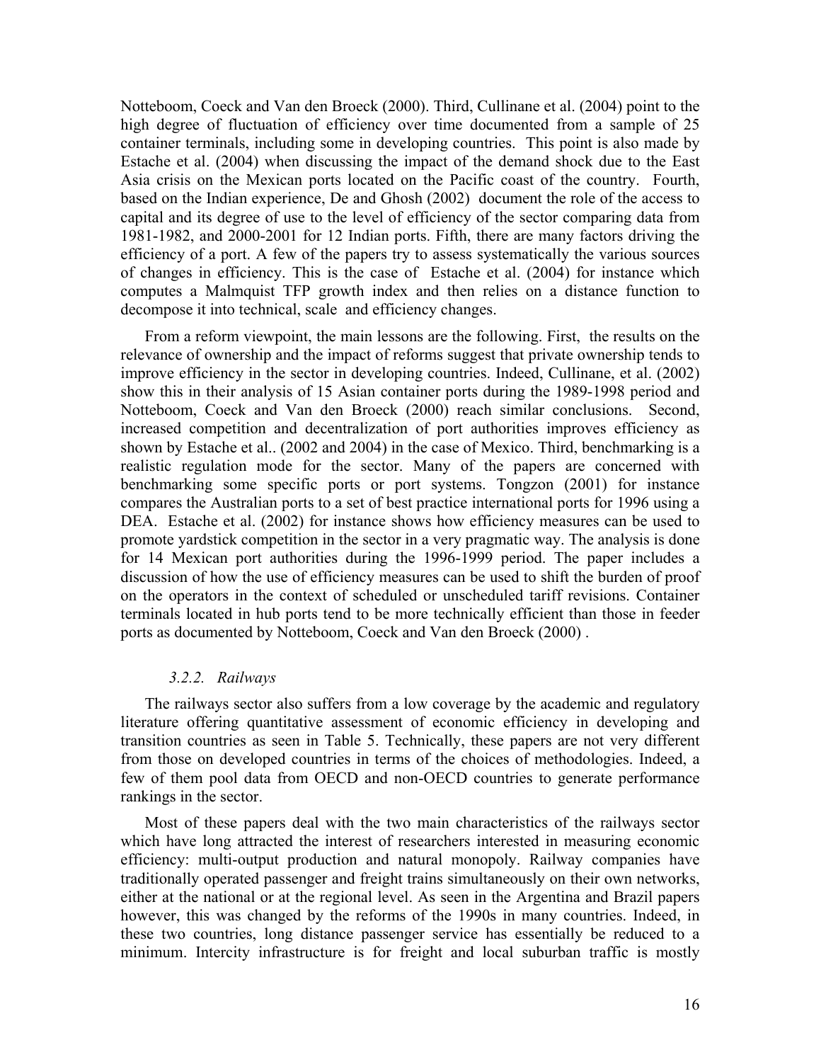Notteboom, Coeck and Van den Broeck (2000). Third, Cullinane et al. (2004) point to the high degree of fluctuation of efficiency over time documented from a sample of 25 container terminals, including some in developing countries. This point is also made by Estache et al. (2004) when discussing the impact of the demand shock due to the East Asia crisis on the Mexican ports located on the Pacific coast of the country. Fourth, based on the Indian experience, De and Ghosh (2002) document the role of the access to capital and its degree of use to the level of efficiency of the sector comparing data from 1981-1982, and 2000-2001 for 12 Indian ports. Fifth, there are many factors driving the efficiency of a port. A few of the papers try to assess systematically the various sources of changes in efficiency. This is the case of Estache et al. (2004) for instance which computes a Malmquist TFP growth index and then relies on a distance function to decompose it into technical, scale and efficiency changes.

From a reform viewpoint, the main lessons are the following. First, the results on the relevance of ownership and the impact of reforms suggest that private ownership tends to improve efficiency in the sector in developing countries. Indeed, Cullinane, et al. (2002) show this in their analysis of 15 Asian container ports during the 1989-1998 period and Notteboom, Coeck and Van den Broeck (2000) reach similar conclusions. Second, increased competition and decentralization of port authorities improves efficiency as shown by Estache et al.. (2002 and 2004) in the case of Mexico. Third, benchmarking is a realistic regulation mode for the sector. Many of the papers are concerned with benchmarking some specific ports or port systems. Tongzon (2001) for instance compares the Australian ports to a set of best practice international ports for 1996 using a DEA. Estache et al. (2002) for instance shows how efficiency measures can be used to promote yardstick competition in the sector in a very pragmatic way. The analysis is done for 14 Mexican port authorities during the 1996-1999 period. The paper includes a discussion of how the use of efficiency measures can be used to shift the burden of proof on the operators in the context of scheduled or unscheduled tariff revisions. Container terminals located in hub ports tend to be more technically efficient than those in feeder ports as documented by Notteboom, Coeck and Van den Broeck (2000) .

#### *3.2.2. Railways*

The railways sector also suffers from a low coverage by the academic and regulatory literature offering quantitative assessment of economic efficiency in developing and transition countries as seen in Table 5. Technically, these papers are not very different from those on developed countries in terms of the choices of methodologies. Indeed, a few of them pool data from OECD and non-OECD countries to generate performance rankings in the sector.

Most of these papers deal with the two main characteristics of the railways sector which have long attracted the interest of researchers interested in measuring economic efficiency: multi-output production and natural monopoly. Railway companies have traditionally operated passenger and freight trains simultaneously on their own networks, either at the national or at the regional level. As seen in the Argentina and Brazil papers however, this was changed by the reforms of the 1990s in many countries. Indeed, in these two countries, long distance passenger service has essentially be reduced to a minimum. Intercity infrastructure is for freight and local suburban traffic is mostly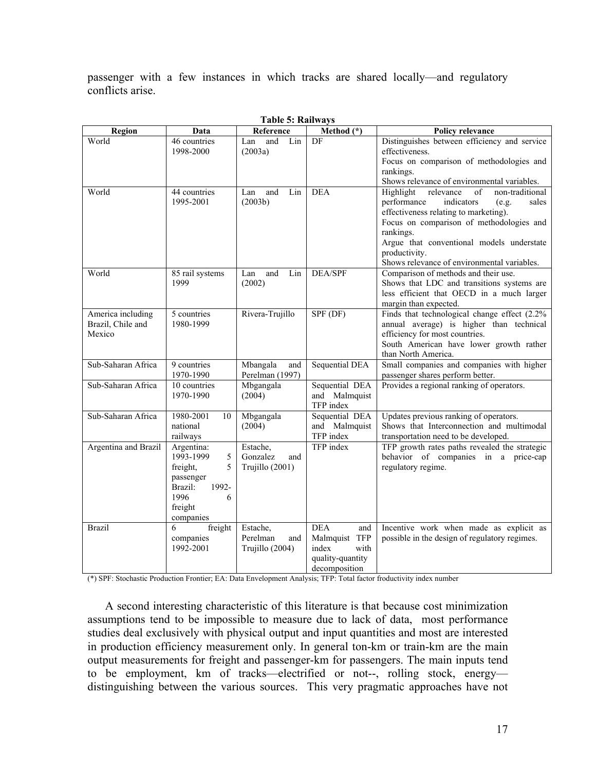passenger with a few instances in which tracks are shared locally—and regulatory conflicts arise.

**Table 5: Railways**

| Region | Data | Reference | Method (*) | Policy relevance |
|---|---|---|---|---|
| World | 46 countries 1998-2000 | Lan and Lin (2003a) | DF | Distinguishes between efficiency and service effectiveness. Focus on comparison of methodologies and rankings. Shows relevance of environmental variables. |
| World | 44 countries 1995-2001 | Lan and Lin (2003b) | DEA | Highlight relevance of non-traditional performance indicators (e.g. sales effectiveness relating to marketing). Focus on comparison of methodologies and rankings. Argue that conventional models understate productivity. Shows relevance of environmental variables. |
| World | 85 rail systems 1999 | Lan and Lin (2002) | DEA/SPF | Comparison of methods and their use. Shows that LDC and transitions systems are less efficient that OECD in a much larger margin than expected. |
| America including Brazil, Chile and Mexico | 5 countries 1980-1999 | Rivera-Trujillo | SPF (DF) | Finds that technological change effect (2.2% annual average) is higher than technical efficiency for most countries. South American have lower growth rather than North America. |
| Sub-Saharan Africa | 9 countries 1970-1990 | Mbangala and Perelman (1997) | Sequential DEA | Small companies and companies with higher passenger shares perform better. |
| Sub-Saharan Africa | 10 countries 1970-1990 | Mbgangala (2004) | Sequential DEA and Malmquist TFP index | Provides a regional ranking of operators. |
| Sub-Saharan Africa | 1980-2001 10 national railways | Mbgangala (2004) | Sequential DEA and Malmquist TFP index | Updates previous ranking of operators. Shows that Interconnection and multimodal transportation need to be developed. |
| Argentina and Brazil | Argentina: 1993-1999 5 freight, 5 passenger Brazil: 1992-1996 6 freight companies | Estache, Gonzalez and Trujillo (2001) | TFP index | TFP growth rates paths revealed the strategic behavior of companies in a price-cap regulatory regime. |
| Brazil | 6 freight companies 1992-2001 | Estache, Perelman and Trujillo (2004) | DEA and Malmquist TFP index with quality-quantity decomposition | Incentive work when made as explicit as possible in the design of regulatory regimes. |

(*) SPF: Stochastic Production Frontier; EA: Data Envelopment Analysis; TFP: Total factor froductivity index number

A second interesting characteristic of this literature is that because cost minimization assumptions tend to be impossible to measure due to lack of data, most performance studies deal exclusively with physical output and input quantities and most are interested in production efficiency measurement only. In general ton-km or train-km are the main output measurements for freight and passenger-km for passengers. The main inputs tend to be employment, km of tracks—electrified or not--, rolling stock, energy—distinguishing between the various sources. This very pragmatic approaches have not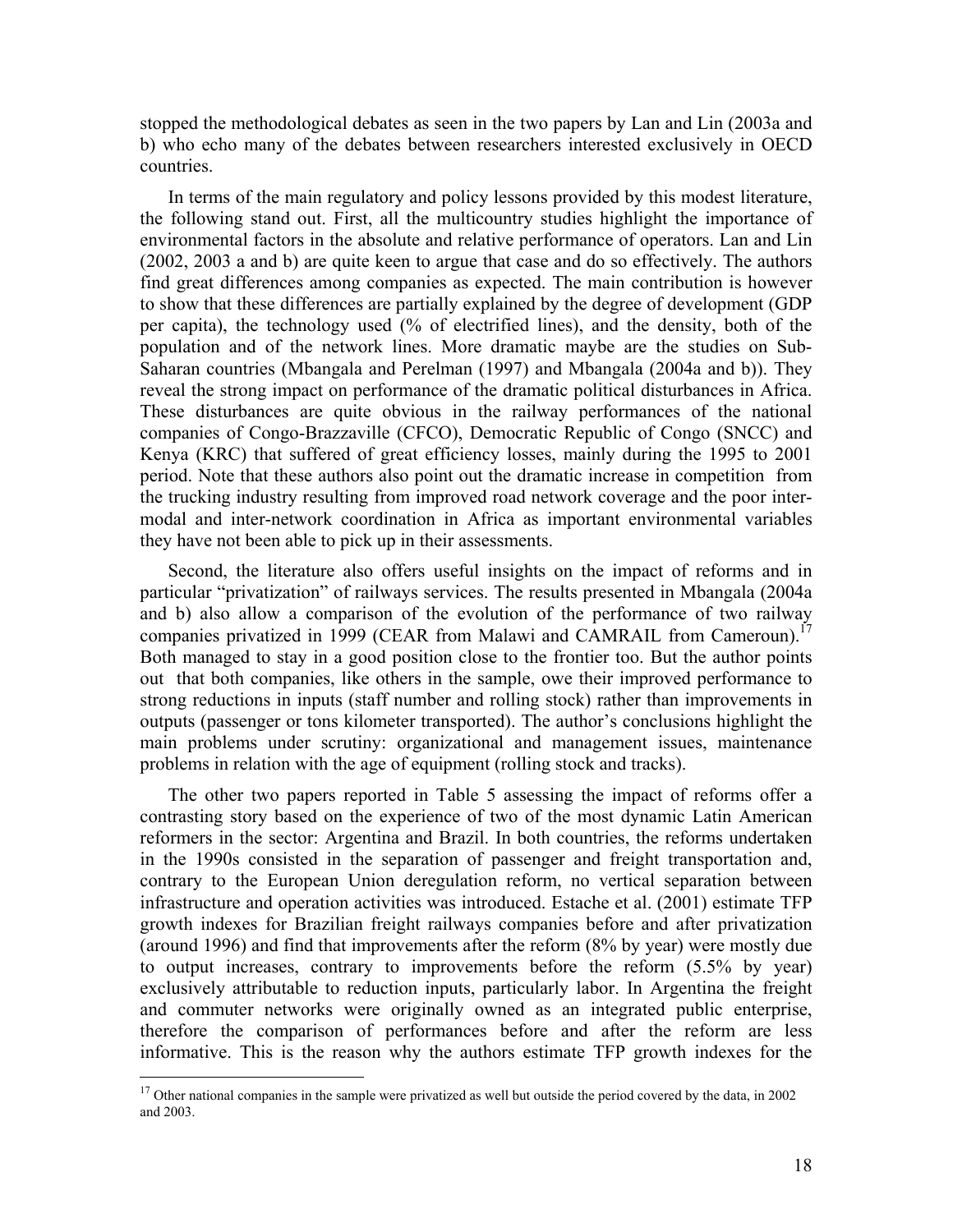stopped the methodological debates as seen in the two papers by Lan and Lin (2003a and b) who echo many of the debates between researchers interested exclusively in OECD countries.

In terms of the main regulatory and policy lessons provided by this modest literature, the following stand out. First, all the multicountry studies highlight the importance of environmental factors in the absolute and relative performance of operators. Lan and Lin (2002, 2003 a and b) are quite keen to argue that case and do so effectively. The authors find great differences among companies as expected. The main contribution is however to show that these differences are partially explained by the degree of development (GDP per capita), the technology used (% of electrified lines), and the density, both of the population and of the network lines. More dramatic maybe are the studies on Sub-Saharan countries (Mbangala and Perelman (1997) and Mbangala (2004a and b)). They reveal the strong impact on performance of the dramatic political disturbances in Africa. These disturbances are quite obvious in the railway performances of the national companies of Congo-Brazzaville (CFCO), Democratic Republic of Congo (SNCC) and Kenya (KRC) that suffered of great efficiency losses, mainly during the 1995 to 2001 period. Note that these authors also point out the dramatic increase in competition from the trucking industry resulting from improved road network coverage and the poor inter-modal and inter-network coordination in Africa as important environmental variables they have not been able to pick up in their assessments.

Second, the literature also offers useful insights on the impact of reforms and in particular "privatization" of railways services. The results presented in Mbangala (2004a and b) also allow a comparison of the evolution of the performance of two railway companies privatized in 1999 (CEAR from Malawi and CAMRAIL from Cameroun).[17] Both managed to stay in a good position close to the frontier too. But the author points out that both companies, like others in the sample, owe their improved performance to strong reductions in inputs (staff number and rolling stock) rather than improvements in outputs (passenger or tons kilometer transported). The author's conclusions highlight the main problems under scrutiny: organizational and management issues, maintenance problems in relation with the age of equipment (rolling stock and tracks).

The other two papers reported in Table 5 assessing the impact of reforms offer a contrasting story based on the experience of two of the most dynamic Latin American reformers in the sector: Argentina and Brazil. In both countries, the reforms undertaken in the 1990s consisted in the separation of passenger and freight transportation and, contrary to the European Union deregulation reform, no vertical separation between infrastructure and operation activities was introduced. Estache et al. (2001) estimate TFP growth indexes for Brazilian freight railways companies before and after privatization (around 1996) and find that improvements after the reform (8% by year) were mostly due to output increases, contrary to improvements before the reform (5.5% by year) exclusively attributable to reduction inputs, particularly labor. In Argentina the freight and commuter networks were originally owned as an integrated public enterprise, therefore the comparison of performances before and after the reform are less informative. This is the reason why the authors estimate TFP growth indexes for the

[17] Other national companies in the sample were privatized as well but outside the period covered by the data, in 2002 and 2003.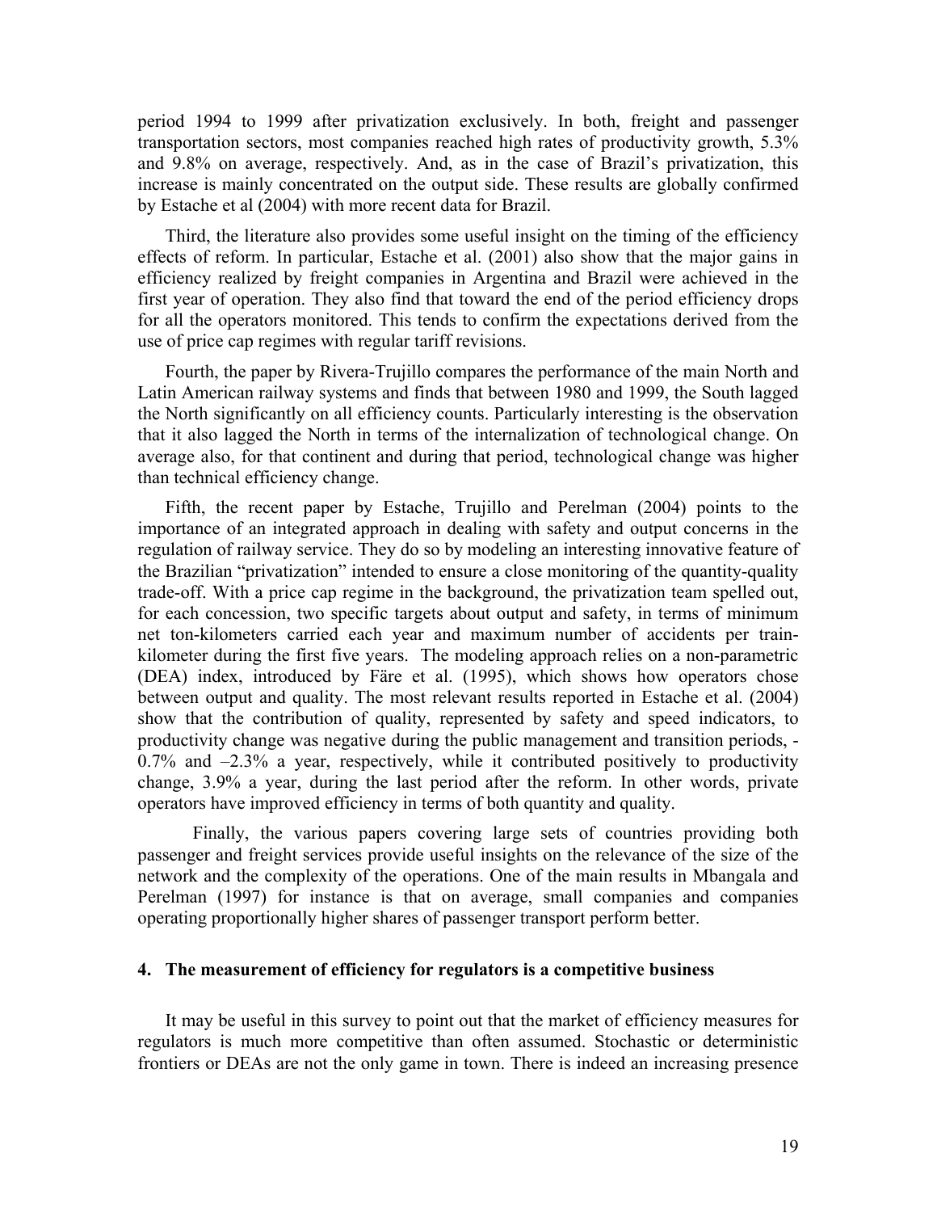period 1994 to 1999 after privatization exclusively. In both, freight and passenger transportation sectors, most companies reached high rates of productivity growth, 5.3% and 9.8% on average, respectively. And, as in the case of Brazil's privatization, this increase is mainly concentrated on the output side. These results are globally confirmed by Estache et al (2004) with more recent data for Brazil.

Third, the literature also provides some useful insight on the timing of the efficiency effects of reform. In particular, Estache et al. (2001) also show that the major gains in efficiency realized by freight companies in Argentina and Brazil were achieved in the first year of operation. They also find that toward the end of the period efficiency drops for all the operators monitored. This tends to confirm the expectations derived from the use of price cap regimes with regular tariff revisions.

Fourth, the paper by Rivera-Trujillo compares the performance of the main North and Latin American railway systems and finds that between 1980 and 1999, the South lagged the North significantly on all efficiency counts. Particularly interesting is the observation that it also lagged the North in terms of the internalization of technological change. On average also, for that continent and during that period, technological change was higher than technical efficiency change.

Fifth, the recent paper by Estache, Trujillo and Perelman (2004) points to the importance of an integrated approach in dealing with safety and output concerns in the regulation of railway service. They do so by modeling an interesting innovative feature of the Brazilian "privatization" intended to ensure a close monitoring of the quantity-quality trade-off. With a price cap regime in the background, the privatization team spelled out, for each concession, two specific targets about output and safety, in terms of minimum net ton-kilometers carried each year and maximum number of accidents per train-kilometer during the first five years. The modeling approach relies on a non-parametric (DEA) index, introduced by Färe et al. (1995), which shows how operators chose between output and quality. The most relevant results reported in Estache et al. (2004) show that the contribution of quality, represented by safety and speed indicators, to productivity change was negative during the public management and transition periods, -0.7% and –2.3% a year, respectively, while it contributed positively to productivity change, 3.9% a year, during the last period after the reform. In other words, private operators have improved efficiency in terms of both quantity and quality.

Finally, the various papers covering large sets of countries providing both passenger and freight services provide useful insights on the relevance of the size of the network and the complexity of the operations. One of the main results in Mbangala and Perelman (1997) for instance is that on average, small companies and companies operating proportionally higher shares of passenger transport perform better.

## 4. The measurement of efficiency for regulators is a competitive business

It may be useful in this survey to point out that the market of efficiency measures for regulators is much more competitive than often assumed. Stochastic or deterministic frontiers or DEAs are not the only game in town. There is indeed an increasing presence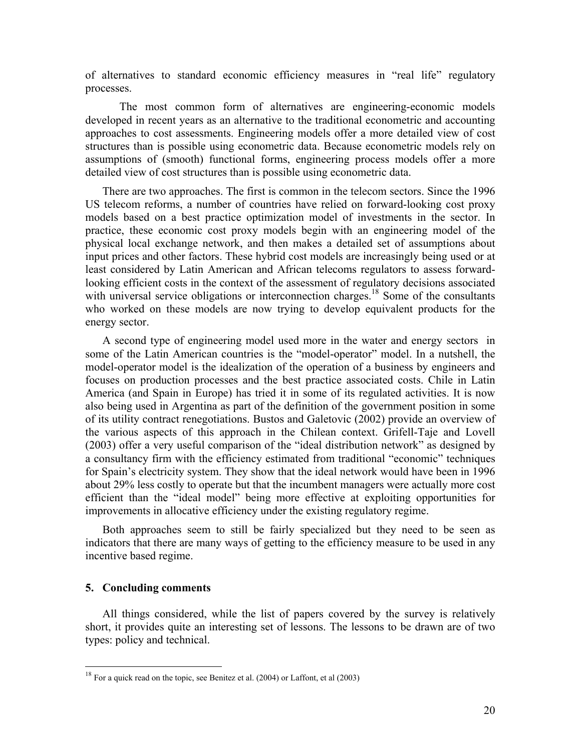of alternatives to standard economic efficiency measures in "real life" regulatory processes.

The most common form of alternatives are engineering-economic models developed in recent years as an alternative to the traditional econometric and accounting approaches to cost assessments. Engineering models offer a more detailed view of cost structures than is possible using econometric data. Because econometric models rely on assumptions of (smooth) functional forms, engineering process models offer a more detailed view of cost structures than is possible using econometric data.

There are two approaches. The first is common in the telecom sectors. Since the 1996 US telecom reforms, a number of countries have relied on forward-looking cost proxy models based on a best practice optimization model of investments in the sector. In practice, these economic cost proxy models begin with an engineering model of the physical local exchange network, and then makes a detailed set of assumptions about input prices and other factors. These hybrid cost models are increasingly being used or at least considered by Latin American and African telecoms regulators to assess forward-looking efficient costs in the context of the assessment of regulatory decisions associated with universal service obligations or interconnection charges.[18] Some of the consultants who worked on these models are now trying to develop equivalent products for the energy sector.

A second type of engineering model used more in the water and energy sectors in some of the Latin American countries is the "model-operator" model. In a nutshell, the model-operator model is the idealization of the operation of a business by engineers and focuses on production processes and the best practice associated costs. Chile in Latin America (and Spain in Europe) has tried it in some of its regulated activities. It is now also being used in Argentina as part of the definition of the government position in some of its utility contract renegotiations. Bustos and Galetovic (2002) provide an overview of the various aspects of this approach in the Chilean context. Grifell-Taje and Lovell (2003) offer a very useful comparison of the "ideal distribution network" as designed by a consultancy firm with the efficiency estimated from traditional "economic" techniques for Spain's electricity system. They show that the ideal network would have been in 1996 about 29% less costly to operate but that the incumbent managers were actually more cost efficient than the "ideal model" being more effective at exploiting opportunities for improvements in allocative efficiency under the existing regulatory regime.

Both approaches seem to still be fairly specialized but they need to be seen as indicators that there are many ways of getting to the efficiency measure to be used in any incentive based regime.

## 5. Concluding comments

All things considered, while the list of papers covered by the survey is relatively short, it provides quite an interesting set of lessons. The lessons to be drawn are of two types: policy and technical.

[18] For a quick read on the topic, see Benitez et al. (2004) or Laffont, et al (2003)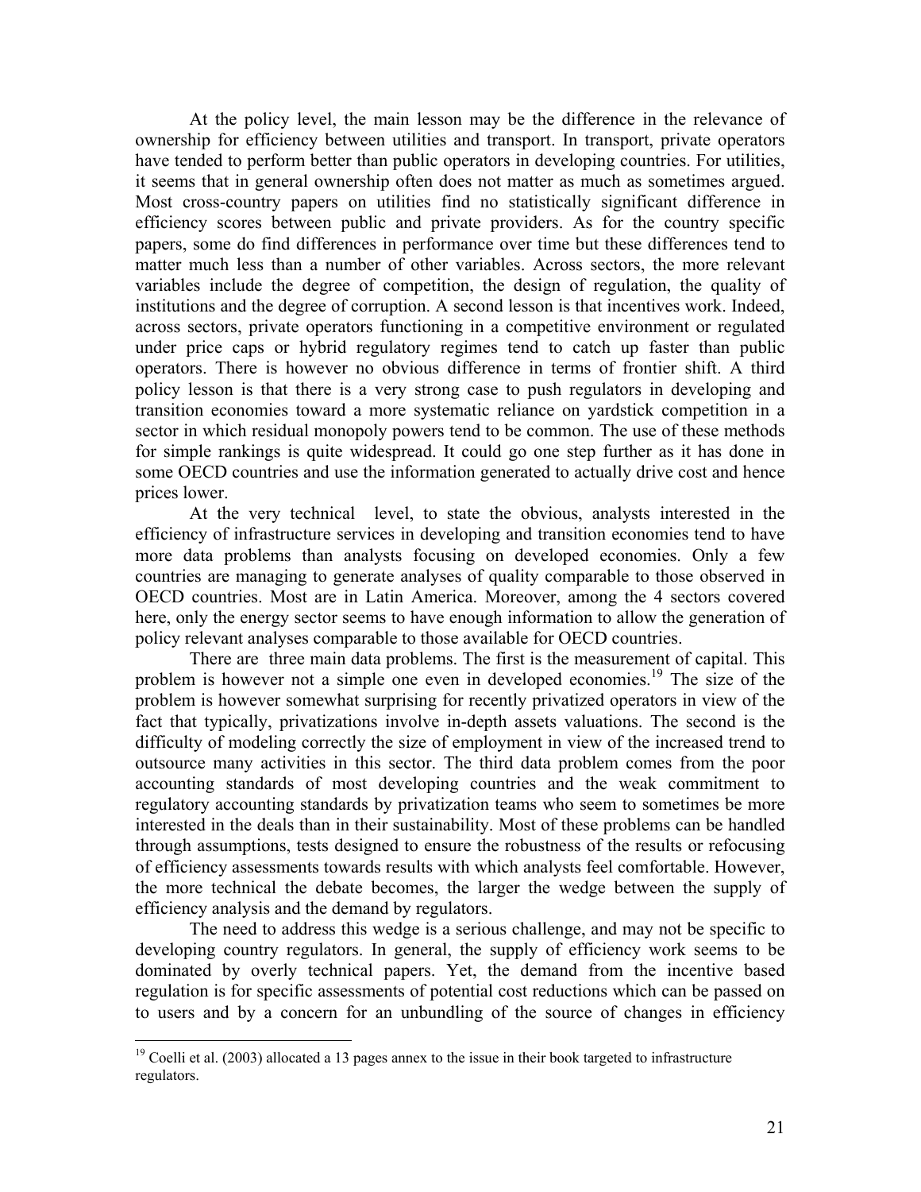At the policy level, the main lesson may be the difference in the relevance of ownership for efficiency between utilities and transport. In transport, private operators have tended to perform better than public operators in developing countries. For utilities, it seems that in general ownership often does not matter as much as sometimes argued. Most cross-country papers on utilities find no statistically significant difference in efficiency scores between public and private providers. As for the country specific papers, some do find differences in performance over time but these differences tend to matter much less than a number of other variables. Across sectors, the more relevant variables include the degree of competition, the design of regulation, the quality of institutions and the degree of corruption. A second lesson is that incentives work. Indeed, across sectors, private operators functioning in a competitive environment or regulated under price caps or hybrid regulatory regimes tend to catch up faster than public operators. There is however no obvious difference in terms of frontier shift. A third policy lesson is that there is a very strong case to push regulators in developing and transition economies toward a more systematic reliance on yardstick competition in a sector in which residual monopoly powers tend to be common. The use of these methods for simple rankings is quite widespread. It could go one step further as it has done in some OECD countries and use the information generated to actually drive cost and hence prices lower.

At the very technical level, to state the obvious, analysts interested in the efficiency of infrastructure services in developing and transition economies tend to have more data problems than analysts focusing on developed economies. Only a few countries are managing to generate analyses of quality comparable to those observed in OECD countries. Most are in Latin America. Moreover, among the 4 sectors covered here, only the energy sector seems to have enough information to allow the generation of policy relevant analyses comparable to those available for OECD countries.

There are three main data problems. The first is the measurement of capital. This problem is however not a simple one even in developed economies.[19] The size of the problem is however somewhat surprising for recently privatized operators in view of the fact that typically, privatizations involve in-depth assets valuations. The second is the difficulty of modeling correctly the size of employment in view of the increased trend to outsource many activities in this sector. The third data problem comes from the poor accounting standards of most developing countries and the weak commitment to regulatory accounting standards by privatization teams who seem to sometimes be more interested in the deals than in their sustainability. Most of these problems can be handled through assumptions, tests designed to ensure the robustness of the results or refocusing of efficiency assessments towards results with which analysts feel comfortable. However, the more technical the debate becomes, the larger the wedge between the supply of efficiency analysis and the demand by regulators.

The need to address this wedge is a serious challenge, and may not be specific to developing country regulators. In general, the supply of efficiency work seems to be dominated by overly technical papers. Yet, the demand from the incentive based regulation is for specific assessments of potential cost reductions which can be passed on to users and by a concern for an unbundling of the source of changes in efficiency

[19] Coelli et al. (2003) allocated a 13 pages annex to the issue in their book targeted to infrastructure regulators.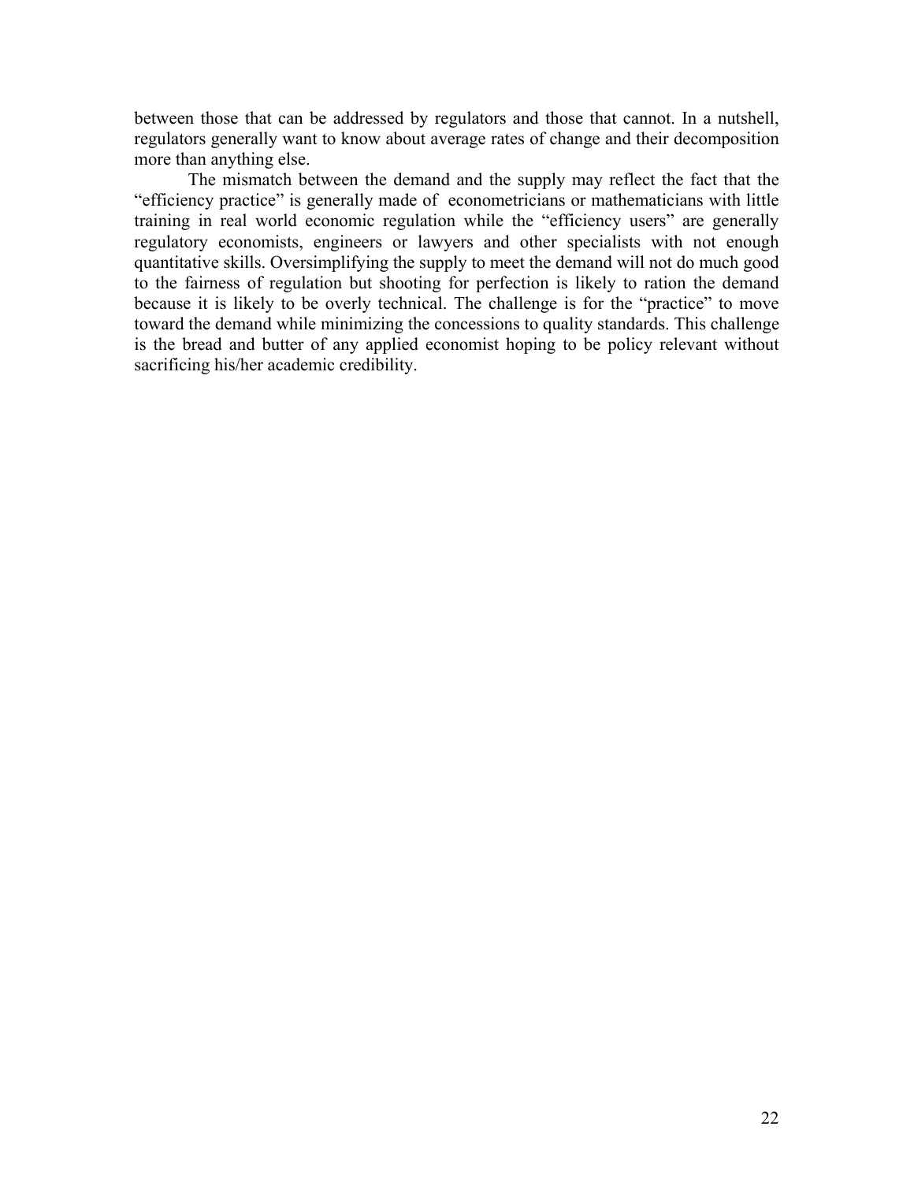between those that can be addressed by regulators and those that cannot. In a nutshell, regulators generally want to know about average rates of change and their decomposition more than anything else.

The mismatch between the demand and the supply may reflect the fact that the "efficiency practice" is generally made of econometricians or mathematicians with little training in real world economic regulation while the "efficiency users" are generally regulatory economists, engineers or lawyers and other specialists with not enough quantitative skills. Oversimplifying the supply to meet the demand will not do much good to the fairness of regulation but shooting for perfection is likely to ration the demand because it is likely to be overly technical. The challenge is for the "practice" to move toward the demand while minimizing the concessions to quality standards. This challenge is the bread and butter of any applied economist hoping to be policy relevant without sacrificing his/her academic credibility.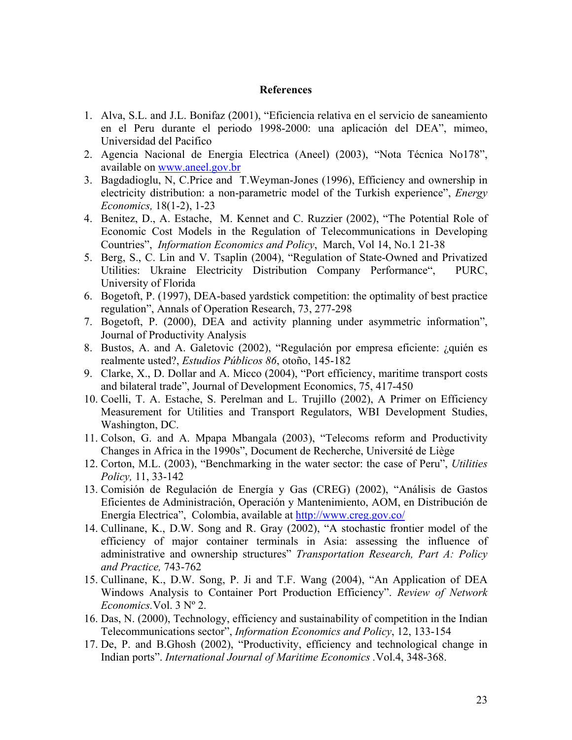## References

1. Alva, S.L. and J.L. Bonifaz (2001), "Eficiencia relativa en el servicio de saneamiento en el Peru durante el periodo 1998-2000: una aplicación del DEA", mimeo, Universidad del Pacifico
2. Agencia Nacional de Energia Electrica (Aneel) (2003), "Nota Técnica No178", available on www.aneel.gov.br
3. Bagdadioglu, N, C.Price and T.Weyman-Jones (1996), Efficiency and ownership in electricity distribution: a non-parametric model of the Turkish experience", *Energy Economics,* 18(1-2), 1-23
4. Benitez, D., A. Estache, M. Kennet and C. Ruzzier (2002), "The Potential Role of Economic Cost Models in the Regulation of Telecommunications in Developing Countries", *Information Economics and Policy*, March, Vol 14, No.1 21-38
5. Berg, S., C. Lin and V. Tsaplin (2004), "Regulation of State-Owned and Privatized Utilities: Ukraine Electricity Distribution Company Performance", PURC, University of Florida
6. Bogetoft, P. (1997), DEA-based yardstick competition: the optimality of best practice regulation", Annals of Operation Research, 73, 277-298
7. Bogetoft, P. (2000), DEA and activity planning under asymmetric information", Journal of Productivity Analysis
8. Bustos, A. and A. Galetovic (2002), "Regulación por empresa eficiente: ¿quién es realmente usted?, *Estudios Públicos 86*, otoño, 145-182
9. Clarke, X., D. Dollar and A. Micco (2004), "Port efficiency, maritime transport costs and bilateral trade", Journal of Development Economics, 75, 417-450
10. Coelli, T. A. Estache, S. Perelman and L. Trujillo (2002), A Primer on Efficiency Measurement for Utilities and Transport Regulators, WBI Development Studies, Washington, DC.
11. Colson, G. and A. Mpapa Mbangala (2003), "Telecoms reform and Productivity Changes in Africa in the 1990s", Document de Recherche, Université de Liège
12. Corton, M.L. (2003), "Benchmarking in the water sector: the case of Peru", *Utilities Policy,* 11, 33-142
13. Comisión de Regulación de Energía y Gas (CREG) (2002), "Análisis de Gastos Eficientes de Administración, Operación y Mantenimiento, AOM, en Distribución de Energía Electrica", Colombia, available at http://www.creg.gov.co/
14. Cullinane, K., D.W. Song and R. Gray (2002), "A stochastic frontier model of the efficiency of major container terminals in Asia: assessing the influence of administrative and ownership structures" *Transportation Research, Part A: Policy and Practice,* 743-762
15. Cullinane, K., D.W. Song, P. Ji and T.F. Wang (2004), "An Application of DEA Windows Analysis to Container Port Production Efficiency". *Review of Network Economics.*Vol. 3 Nº 2.
16. Das, N. (2000), Technology, efficiency and sustainability of competition in the Indian Telecommunications sector", *Information Economics and Policy*, 12, 133-154
17. De, P. and B.Ghosh (2002), "Productivity, efficiency and technological change in Indian ports". *International Journal of Maritime Economics* .Vol.4, 348-368.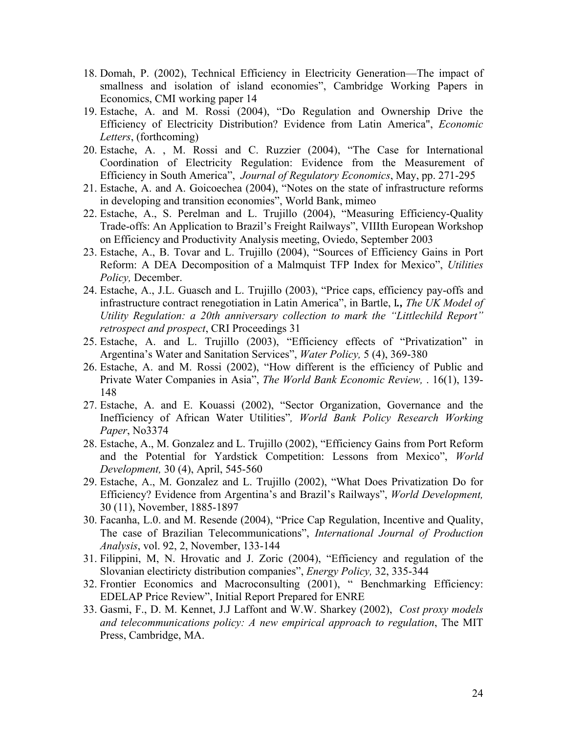18. Domah, P. (2002), Technical Efficiency in Electricity Generation—The impact of smallness and isolation of island economies", Cambridge Working Papers in Economics, CMI working paper 14
19. Estache, A. and M. Rossi (2004), "Do Regulation and Ownership Drive the Efficiency of Electricity Distribution? Evidence from Latin America", *Economic Letters*, (forthcoming)
20. Estache, A. , M. Rossi and C. Ruzzier (2004), "The Case for International Coordination of Electricity Regulation: Evidence from the Measurement of Efficiency in South America", *Journal of Regulatory Economics*, May, pp. 271-295
21. Estache, A. and A. Goicoechea (2004), "Notes on the state of infrastructure reforms in developing and transition economies", World Bank, mimeo
22. Estache, A., S. Perelman and L. Trujillo (2004), "Measuring Efficiency-Quality Trade-offs: An Application to Brazil's Freight Railways", VIIIth European Workshop on Efficiency and Productivity Analysis meeting, Oviedo, September 2003
23. Estache, A., B. Tovar and L. Trujillo (2004), "Sources of Efficiency Gains in Port Reform: A DEA Decomposition of a Malmquist TFP Index for Mexico", *Utilities Policy,* December.
24. Estache, A., J.L. Guasch and L. Trujillo (2003), "Price caps, efficiency pay-offs and infrastructure contract renegotiation in Latin America", in Bartle, I**.,** *The UK Model of Utility Regulation: a 20th anniversary collection to mark the "Littlechild Report" retrospect and prospect*, CRI Proceedings 31
25. Estache, A. and L. Trujillo (2003), "Efficiency effects of "Privatization" in Argentina's Water and Sanitation Services", *Water Policy,* 5 (4), 369-380
26. Estache, A. and M. Rossi (2002), "How different is the efficiency of Public and Private Water Companies in Asia", *The World Bank Economic Review,* . 16(1), 139-148
27. Estache, A. and E. Kouassi (2002), "Sector Organization, Governance and the Inefficiency of African Water Utilities"*, World Bank Policy Research Working Paper*, No3374
28. Estache, A., M. Gonzalez and L. Trujillo (2002), "Efficiency Gains from Port Reform and the Potential for Yardstick Competition: Lessons from Mexico", *World Development,* 30 (4), April, 545-560
29. Estache, A., M. Gonzalez and L. Trujillo (2002), "What Does Privatization Do for Efficiency? Evidence from Argentina's and Brazil's Railways", *World Development,* 30 (11), November, 1885-1897
30. Facanha, L.0. and M. Resende (2004), "Price Cap Regulation, Incentive and Quality, The case of Brazilian Telecommunications", *International Journal of Production Analysis*, vol. 92, 2, November, 133-144
31. Filippini, M, N. Hrovatic and J. Zoric (2004), "Efficiency and regulation of the Slovanian electiricty distribution companies", *Energy Policy,* 32, 335-344
32. Frontier Economics and Macroconsulting (2001), " Benchmarking Efficiency: EDELAP Price Review", Initial Report Prepared for ENRE
33. Gasmi, F., D. M. Kennet, J.J Laffont and W.W. Sharkey (2002), *Cost proxy models and telecommunications policy: A new empirical approach to regulation*, The MIT Press, Cambridge, MA.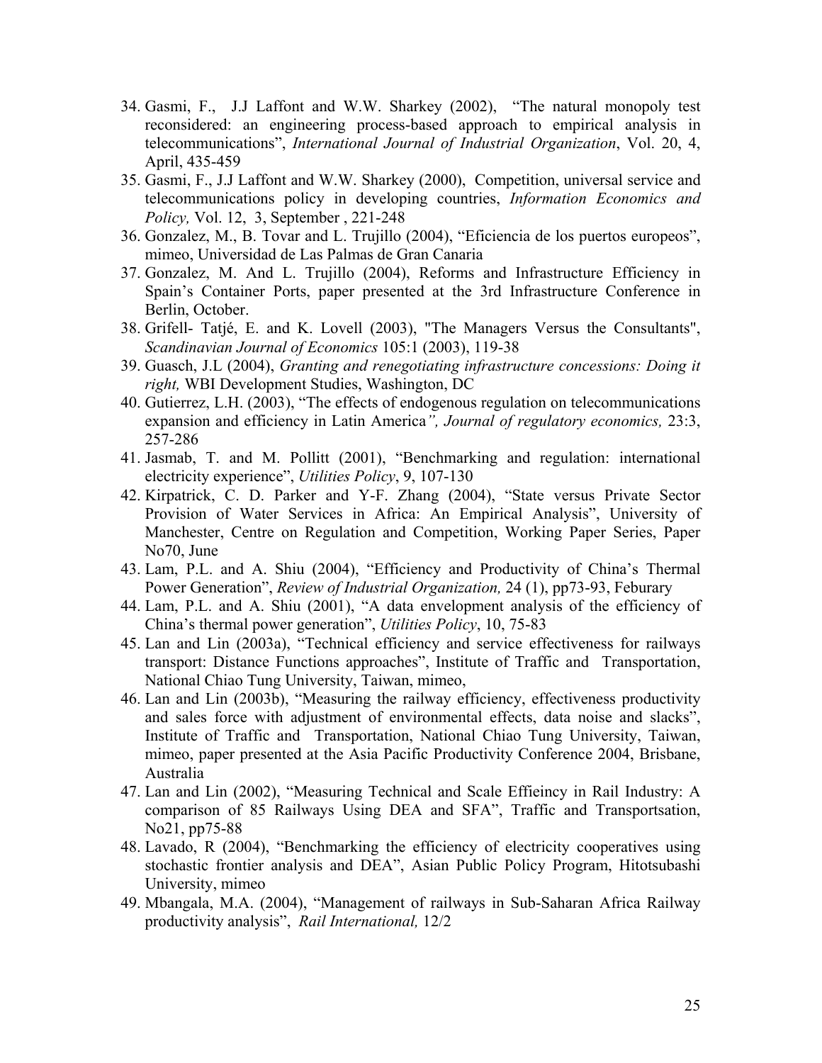34. Gasmi, F., J.J Laffont and W.W. Sharkey (2002), "The natural monopoly test reconsidered: an engineering process-based approach to empirical analysis in telecommunications", *International Journal of Industrial Organization*, Vol. 20, 4, April, 435-459
35. Gasmi, F., J.J Laffont and W.W. Sharkey (2000), Competition, universal service and telecommunications policy in developing countries, *Information Economics and Policy,* Vol. 12, 3, September , 221-248
36. Gonzalez, M., B. Tovar and L. Trujillo (2004), "Eficiencia de los puertos europeos", mimeo, Universidad de Las Palmas de Gran Canaria
37. Gonzalez, M. And L. Trujillo (2004), Reforms and Infrastructure Efficiency in Spain's Container Ports, paper presented at the 3rd Infrastructure Conference in Berlin, October.
38. Grifell- Tatjé, E. and K. Lovell (2003), "The Managers Versus the Consultants", *Scandinavian Journal of Economics* 105:1 (2003), 119-38
39. Guasch, J.L (2004), *Granting and renegotiating infrastructure concessions: Doing it right,* WBI Development Studies, Washington, DC
40. Gutierrez, L.H. (2003), "The effects of endogenous regulation on telecommunications expansion and efficiency in Latin America*", Journal of regulatory economics,* 23:3, 257-286
41. Jasmab, T. and M. Pollitt (2001), "Benchmarking and regulation: international electricity experience", *Utilities Policy*, 9, 107-130
42. Kirpatrick, C. D. Parker and Y-F. Zhang (2004), "State versus Private Sector Provision of Water Services in Africa: An Empirical Analysis", University of Manchester, Centre on Regulation and Competition, Working Paper Series, Paper No70, June
43. Lam, P.L. and A. Shiu (2004), "Efficiency and Productivity of China's Thermal Power Generation", *Review of Industrial Organization,* 24 (1), pp73-93, Feburary
44. Lam, P.L. and A. Shiu (2001), "A data envelopment analysis of the efficiency of China's thermal power generation", *Utilities Policy*, 10, 75-83
45. Lan and Lin (2003a), "Technical efficiency and service effectiveness for railways transport: Distance Functions approaches", Institute of Traffic and Transportation, National Chiao Tung University, Taiwan, mimeo,
46. Lan and Lin (2003b), "Measuring the railway efficiency, effectiveness productivity and sales force with adjustment of environmental effects, data noise and slacks", Institute of Traffic and Transportation, National Chiao Tung University, Taiwan, mimeo, paper presented at the Asia Pacific Productivity Conference 2004, Brisbane, Australia
47. Lan and Lin (2002), "Measuring Technical and Scale Effieincy in Rail Industry: A comparison of 85 Railways Using DEA and SFA", Traffic and Transportsation, No21, pp75-88
48. Lavado, R (2004), "Benchmarking the efficiency of electricity cooperatives using stochastic frontier analysis and DEA", Asian Public Policy Program, Hitotsubashi University, mimeo
49. Mbangala, M.A. (2004), "Management of railways in Sub-Saharan Africa Railway productivity analysis", *Rail International,* 12/2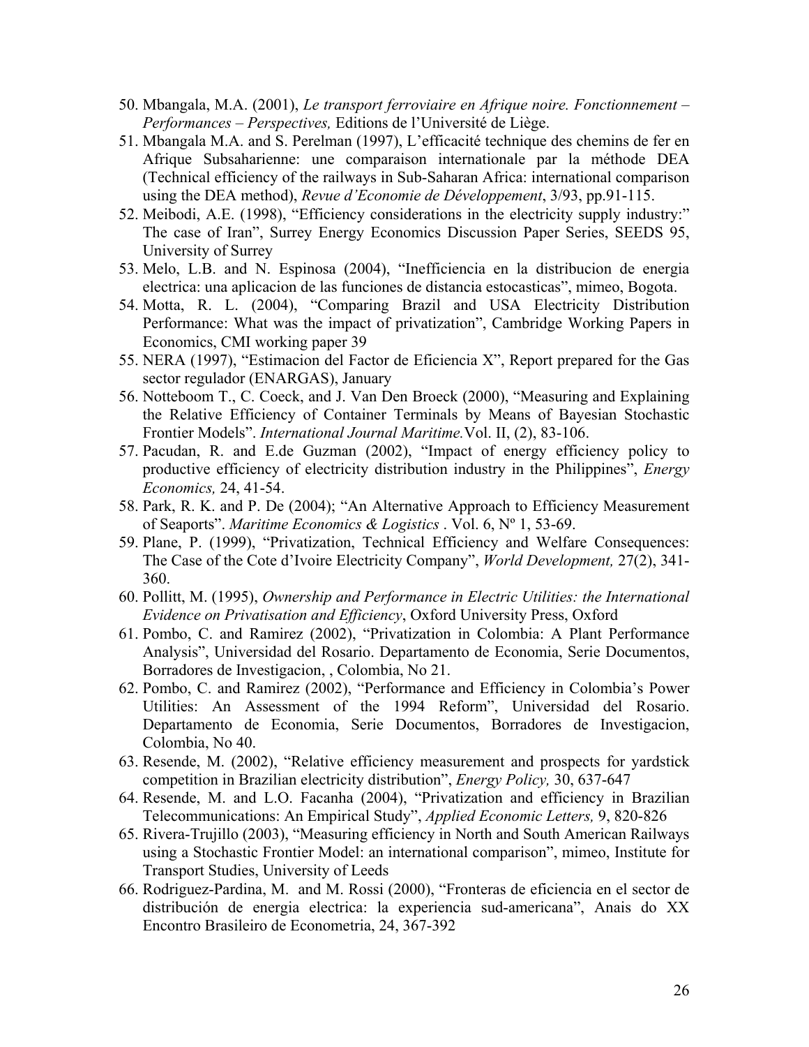50. Mbangala, M.A. (2001), *Le transport ferroviaire en Afrique noire. Fonctionnement – Performances – Perspectives,* Editions de l'Université de Liège.
51. Mbangala M.A. and S. Perelman (1997), L'efficacité technique des chemins de fer en Afrique Subsaharienne: une comparaison internationale par la méthode DEA (Technical efficiency of the railways in Sub-Saharan Africa: international comparison using the DEA method), *Revue d'Economie de Développement*, 3/93, pp.91-115.
52. Meibodi, A.E. (1998), "Efficiency considerations in the electricity supply industry:" The case of Iran", Surrey Energy Economics Discussion Paper Series, SEEDS 95, University of Surrey
53. Melo, L.B. and N. Espinosa (2004), "Inefficiencia en la distribucion de energia electrica: una aplicacion de las funciones de distancia estocasticas", mimeo, Bogota.
54. Motta, R. L. (2004), "Comparing Brazil and USA Electricity Distribution Performance: What was the impact of privatization", Cambridge Working Papers in Economics, CMI working paper 39
55. NERA (1997), "Estimacion del Factor de Eficiencia X", Report prepared for the Gas sector regulador (ENARGAS), January
56. Notteboom T., C. Coeck, and J. Van Den Broeck (2000), "Measuring and Explaining the Relative Efficiency of Container Terminals by Means of Bayesian Stochastic Frontier Models". *International Journal Maritime.*Vol. II, (2), 83-106.
57. Pacudan, R. and E.de Guzman (2002), "Impact of energy efficiency policy to productive efficiency of electricity distribution industry in the Philippines", *Energy Economics,* 24, 41-54.
58. Park, R. K. and P. De (2004); "An Alternative Approach to Efficiency Measurement of Seaports". *Maritime Economics & Logistics* . Vol. 6, Nº 1, 53-69.
59. Plane, P. (1999), "Privatization, Technical Efficiency and Welfare Consequences: The Case of the Cote d'Ivoire Electricity Company", *World Development,* 27(2), 341-360.
60. Pollitt, M. (1995), *Ownership and Performance in Electric Utilities: the International Evidence on Privatisation and Efficiency*, Oxford University Press, Oxford
61. Pombo, C. and Ramirez (2002), "Privatization in Colombia: A Plant Performance Analysis", Universidad del Rosario. Departamento de Economia, Serie Documentos, Borradores de Investigacion, , Colombia, No 21.
62. Pombo, C. and Ramirez (2002), "Performance and Efficiency in Colombia's Power Utilities: An Assessment of the 1994 Reform", Universidad del Rosario. Departamento de Economia, Serie Documentos, Borradores de Investigacion, Colombia, No 40.
63. Resende, M. (2002), "Relative efficiency measurement and prospects for yardstick competition in Brazilian electricity distribution", *Energy Policy,* 30, 637-647
64. Resende, M. and L.O. Facanha (2004), "Privatization and efficiency in Brazilian Telecommunications: An Empirical Study", *Applied Economic Letters,* 9, 820-826
65. Rivera-Trujillo (2003), "Measuring efficiency in North and South American Railways using a Stochastic Frontier Model: an international comparison", mimeo, Institute for Transport Studies, University of Leeds
66. Rodriguez-Pardina, M. and M. Rossi (2000), "Fronteras de eficiencia en el sector de distribución de energia electrica: la experiencia sud-americana", Anais do XX Encontro Brasileiro de Econometria, 24, 367-392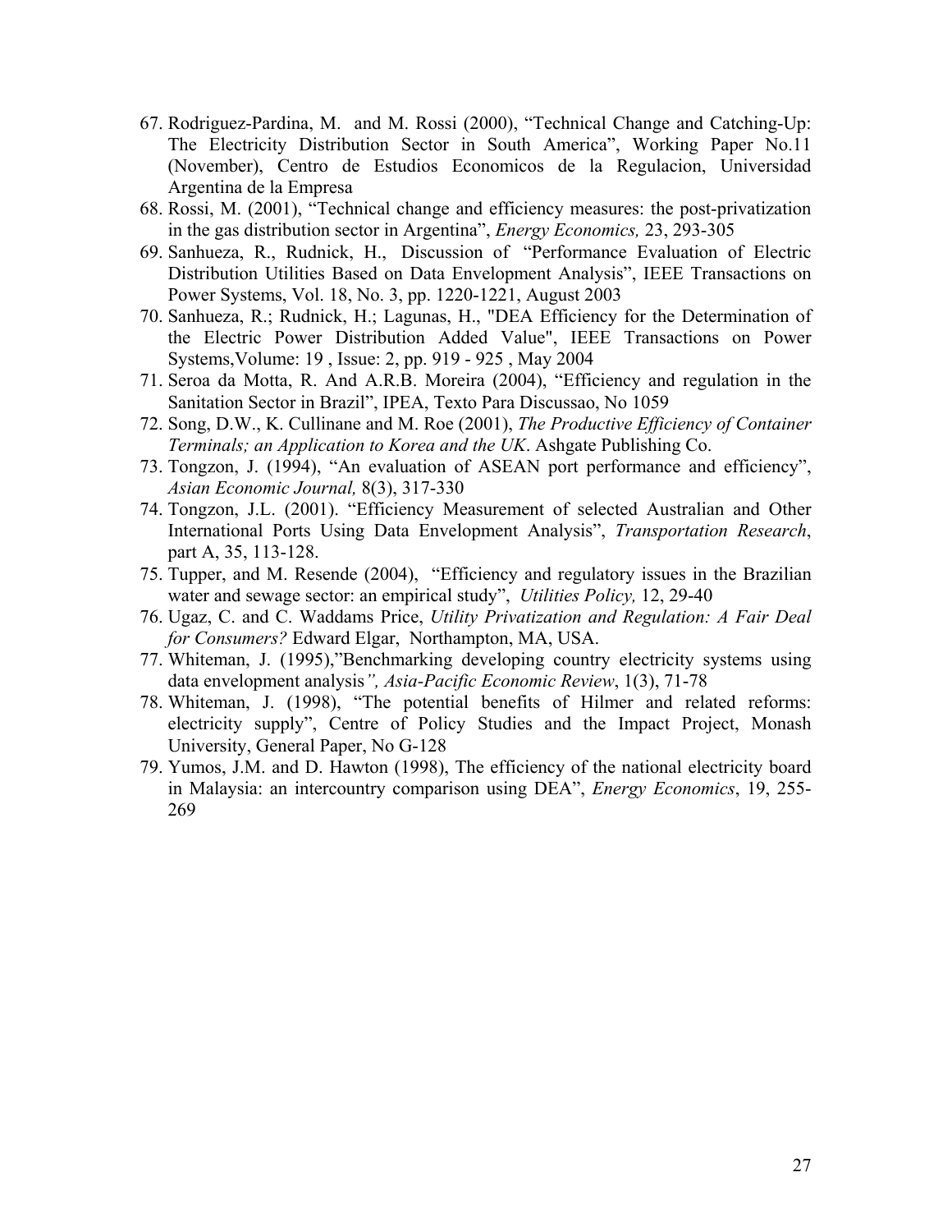67. Rodriguez-Pardina, M. and M. Rossi (2000), “Technical Change and Catching-Up: The Electricity Distribution Sector in South America”, Working Paper No.11 (November), Centro de Estudios Economicos de la Regulacion, Universidad Argentina de la Empresa
68. Rossi, M. (2001), “Technical change and efficiency measures: the post-privatization in the gas distribution sector in Argentina”, *Energy Economics,* 23, 293-305
69. Sanhueza, R., Rudnick, H., Discussion of “Performance Evaluation of Electric Distribution Utilities Based on Data Envelopment Analysis”, IEEE Transactions on Power Systems, Vol. 18, No. 3, pp. 1220-1221, August 2003
70. Sanhueza, R.; Rudnick, H.; Lagunas, H., "DEA Efficiency for the Determination of the Electric Power Distribution Added Value", IEEE Transactions on Power Systems,Volume: 19 , Issue: 2, pp. 919 - 925 , May 2004
71. Seroa da Motta, R. And A.R.B. Moreira (2004), “Efficiency and regulation in the Sanitation Sector in Brazil”, IPEA, Texto Para Discussao, No 1059
72. Song, D.W., K. Cullinane and M. Roe (2001), *The Productive Efficiency of Container Terminals; an Application to Korea and the UK*. Ashgate Publishing Co.
73. Tongzon, J. (1994), “An evaluation of ASEAN port performance and efficiency”, *Asian Economic Journal,* 8(3), 317-330
74. Tongzon, J.L. (2001). “Efficiency Measurement of selected Australian and Other International Ports Using Data Envelopment Analysis”, *Transportation Research*, part A, 35, 113-128.
75. Tupper, and M. Resende (2004), “Efficiency and regulatory issues in the Brazilian water and sewage sector: an empirical study”, *Utilities Policy,* 12, 29-40
76. Ugaz, C. and C. Waddams Price, *Utility Privatization and Regulation: A Fair Deal for Consumers?* Edward Elgar, Northampton, MA, USA.
77. Whiteman, J. (1995),”Benchmarking developing country electricity systems using data envelopment analysis*”, Asia-Pacific Economic Review*, 1(3), 71-78
78. Whiteman, J. (1998), “The potential benefits of Hilmer and related reforms: electricity supply”, Centre of Policy Studies and the Impact Project, Monash University, General Paper, No G-128
79. Yumos, J.M. and D. Hawton (1998), The efficiency of the national electricity board in Malaysia: an intercountry comparison using DEA”, *Energy Economics*, 19, 255-269